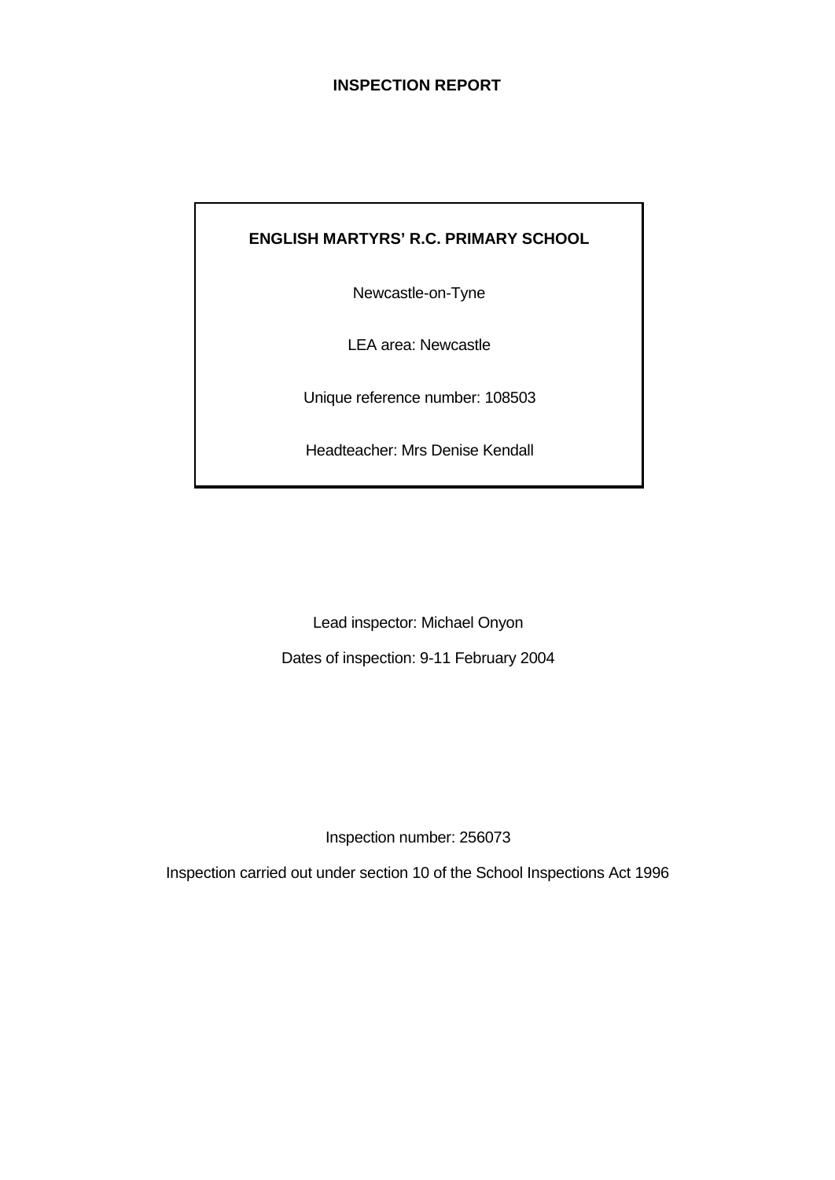# INSPECTION REPORT

**ENGLISH MARTYRS' R.C. PRIMARY SCHOOL**

Newcastle-on-Tyne

LEA area: Newcastle

Unique reference number: 108503

Headteacher: Mrs Denise Kendall

Lead inspector: Michael Onyon

Dates of inspection: 9-11 February 2004

Inspection number: 256073

Inspection carried out under section 10 of the School Inspections Act 1996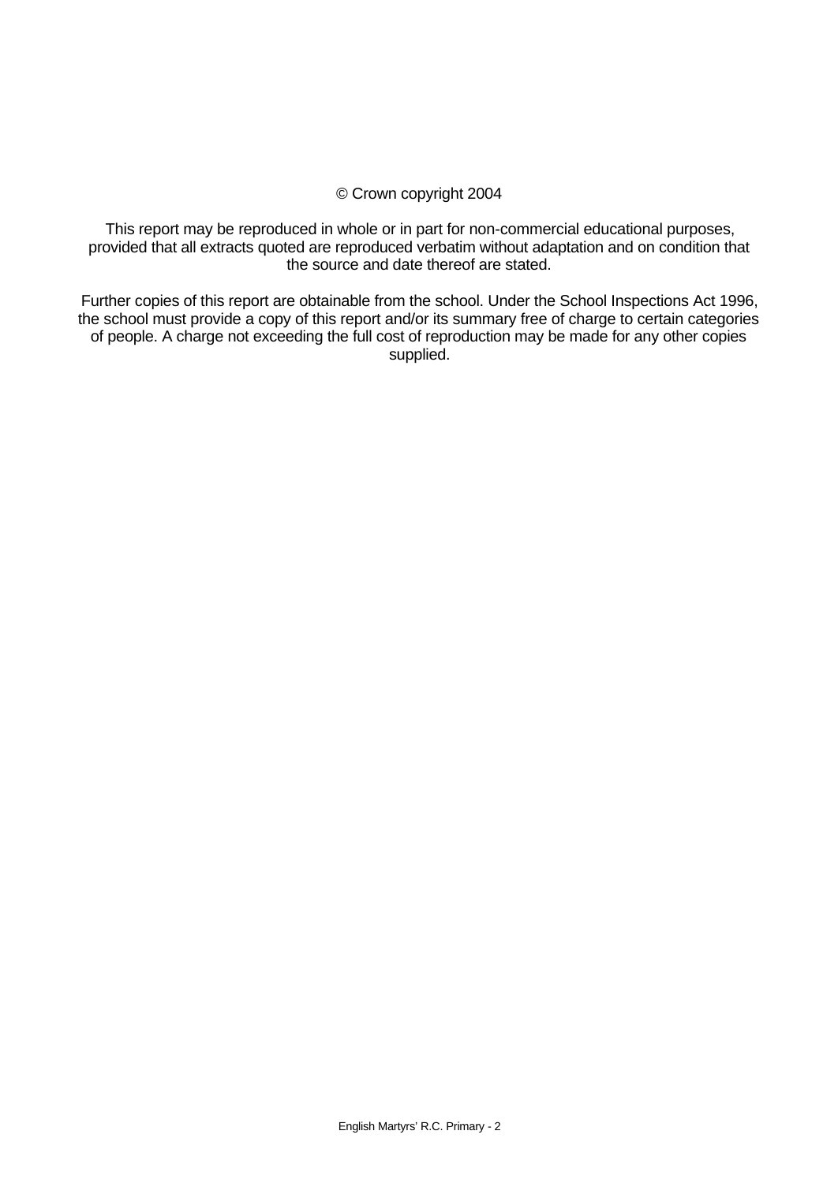© Crown copyright 2004

This report may be reproduced in whole or in part for non-commercial educational purposes, provided that all extracts quoted are reproduced verbatim without adaptation and on condition that the source and date thereof are stated.

Further copies of this report are obtainable from the school. Under the School Inspections Act 1996, the school must provide a copy of this report and/or its summary free of charge to certain categories of people. A charge not exceeding the full cost of reproduction may be made for any other copies supplied.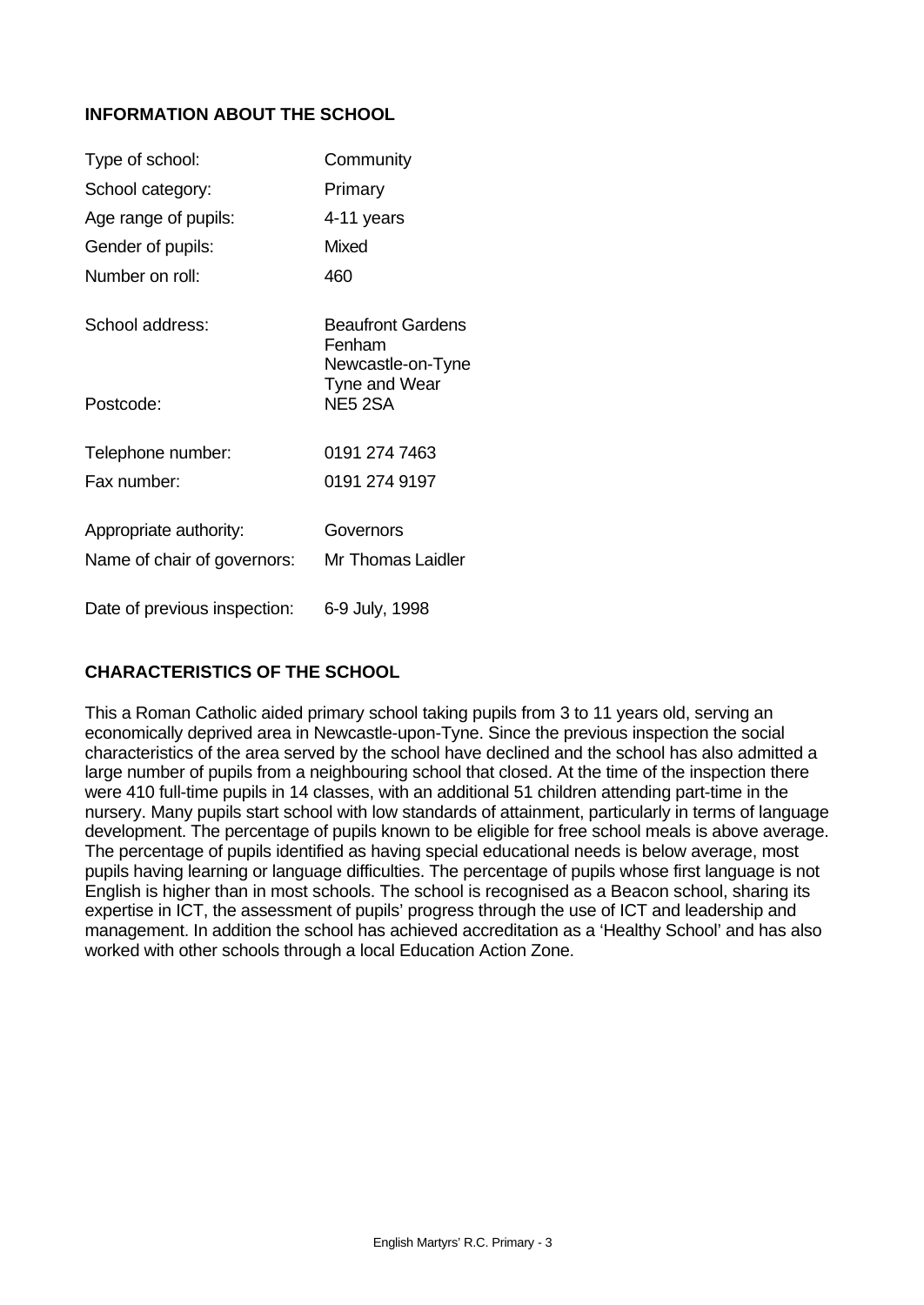## INFORMATION ABOUT THE SCHOOL

| | |
|---|---|
| Type of school: | Community |
| School category: | Primary |
| Age range of pupils: | 4-11 years |
| Gender of pupils: | Mixed |
| Number on roll: | 460 |
| School address: | Beaufront Gardens<br>Fenham<br>Newcastle-on-Tyne<br>Tyne and Wear |
| Postcode: | NE5 2SA |
| Telephone number: | 0191 274 7463 |
| Fax number: | 0191 274 9197 |
| Appropriate authority: | Governors |
| Name of chair of governors: | Mr Thomas Laidler |
| Date of previous inspection: | 6-9 July, 1998 |

## CHARACTERISTICS OF THE SCHOOL

This a Roman Catholic aided primary school taking pupils from 3 to 11 years old, serving an economically deprived area in Newcastle-upon-Tyne. Since the previous inspection the social characteristics of the area served by the school have declined and the school has also admitted a large number of pupils from a neighbouring school that closed. At the time of the inspection there were 410 full-time pupils in 14 classes, with an additional 51 children attending part-time in the nursery. Many pupils start school with low standards of attainment, particularly in terms of language development. The percentage of pupils known to be eligible for free school meals is above average. The percentage of pupils identified as having special educational needs is below average, most pupils having learning or language difficulties. The percentage of pupils whose first language is not English is higher than in most schools. The school is recognised as a Beacon school, sharing its expertise in ICT, the assessment of pupils' progress through the use of ICT and leadership and management. In addition the school has achieved accreditation as a 'Healthy School' and has also worked with other schools through a local Education Action Zone.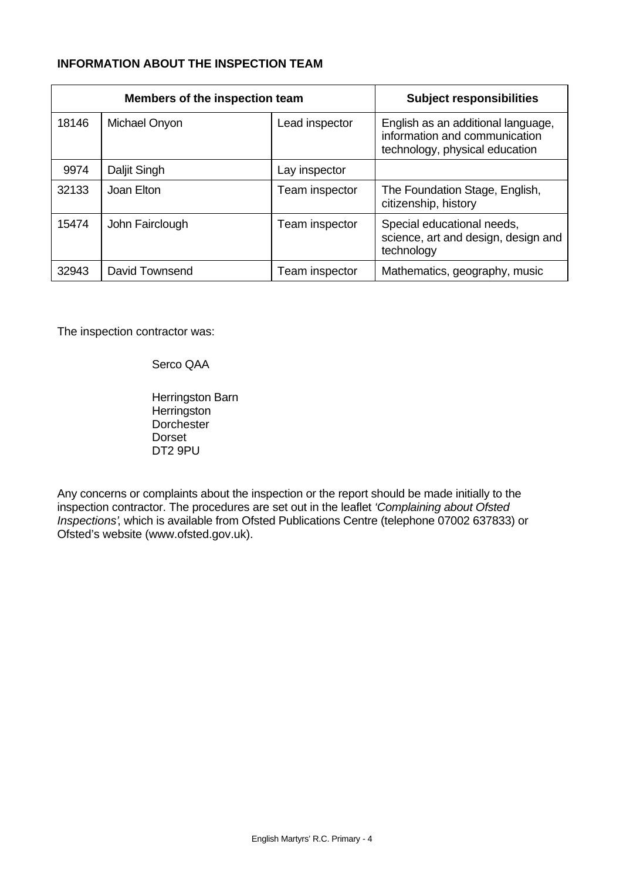**INFORMATION ABOUT THE INSPECTION TEAM**

| Members of the inspection team | | | Subject responsibilities |
|---|---|---|---|
| 18146 | Michael Onyon | Lead inspector | English as an additional language, information and communication technology, physical education |
| 9974 | Daljit Singh | Lay inspector | |
| 32133 | Joan Elton | Team inspector | The Foundation Stage, English, citizenship, history |
| 15474 | John Fairclough | Team inspector | Special educational needs, science, art and design, design and technology |
| 32943 | David Townsend | Team inspector | Mathematics, geography, music |

The inspection contractor was:

Serco QAA

Herringston Barn
Herringston
Dorchester
Dorset
DT2 9PU

Any concerns or complaints about the inspection or the report should be made initially to the inspection contractor. The procedures are set out in the leaflet *'Complaining about Ofsted Inspections'*, which is available from Ofsted Publications Centre (telephone 07002 637833) or Ofsted's website (www.ofsted.gov.uk).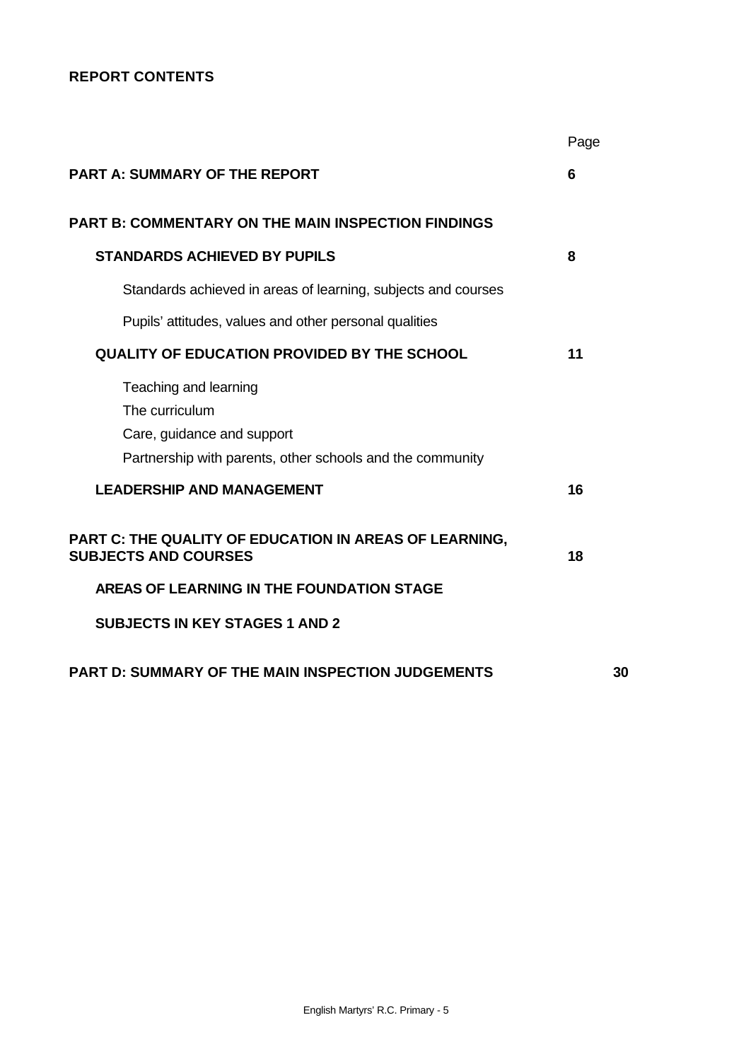**REPORT CONTENTS**

| | Page |
|---|---|
| **PART A: SUMMARY OF THE REPORT** | **6** |
| **PART B: COMMENTARY ON THE MAIN INSPECTION FINDINGS** | |
| **STANDARDS ACHIEVED BY PUPILS** | **8** |
| Standards achieved in areas of learning, subjects and courses | |
| Pupils' attitudes, values and other personal qualities | |
| **QUALITY OF EDUCATION PROVIDED BY THE SCHOOL** | **11** |
| Teaching and learning | |
| The curriculum | |
| Care, guidance and support | |
| Partnership with parents, other schools and the community | |
| **LEADERSHIP AND MANAGEMENT** | **16** |
| **PART C: THE QUALITY OF EDUCATION IN AREAS OF LEARNING, SUBJECTS AND COURSES** | **18** |
| **AREAS OF LEARNING IN THE FOUNDATION STAGE** | |
| **SUBJECTS IN KEY STAGES 1 AND 2** | |
| **PART D: SUMMARY OF THE MAIN INSPECTION JUDGEMENTS** | **30** |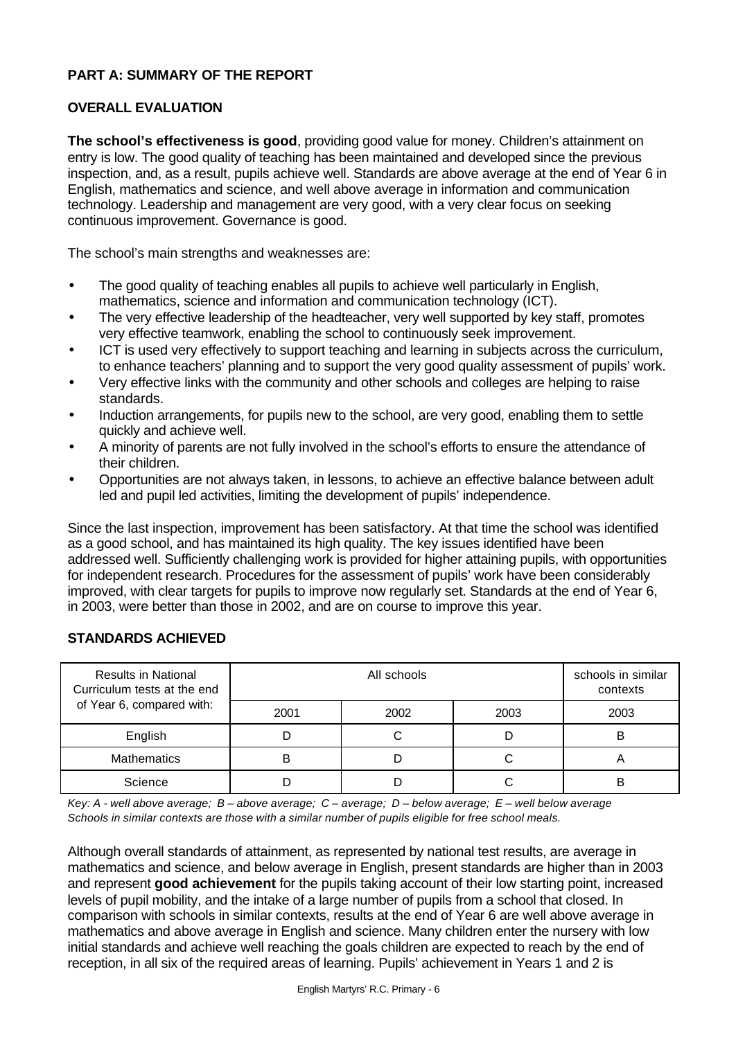## PART A: SUMMARY OF THE REPORT

### OVERALL EVALUATION

**The school's effectiveness is good**, providing good value for money. Children's attainment on entry is low. The good quality of teaching has been maintained and developed since the previous inspection, and, as a result, pupils achieve well. Standards are above average at the end of Year 6 in English, mathematics and science, and well above average in information and communication technology. Leadership and management are very good, with a very clear focus on seeking continuous improvement. Governance is good.

The school's main strengths and weaknesses are:

- The good quality of teaching enables all pupils to achieve well particularly in English, mathematics, science and information and communication technology (ICT).
- The very effective leadership of the headteacher, very well supported by key staff, promotes very effective teamwork, enabling the school to continuously seek improvement.
- ICT is used very effectively to support teaching and learning in subjects across the curriculum, to enhance teachers' planning and to support the very good quality assessment of pupils' work.
- Very effective links with the community and other schools and colleges are helping to raise standards.
- Induction arrangements, for pupils new to the school, are very good, enabling them to settle quickly and achieve well.
- A minority of parents are not fully involved in the school's efforts to ensure the attendance of their children.
- Opportunities are not always taken, in lessons, to achieve an effective balance between adult led and pupil led activities, limiting the development of pupils' independence.

Since the last inspection, improvement has been satisfactory. At that time the school was identified as a good school, and has maintained its high quality. The key issues identified have been addressed well. Sufficiently challenging work is provided for higher attaining pupils, with opportunities for independent research. Procedures for the assessment of pupils' work have been considerably improved, with clear targets for pupils to improve now regularly set. Standards at the end of Year 6, in 2003, were better than those in 2002, and are on course to improve this year.

### STANDARDS ACHIEVED

| Results in National Curriculum tests at the end of Year 6, compared with: | All schools | | | schools in similar contexts |
|---|---|---|---|---|
| | 2001 | 2002 | 2003 | 2003 |
| English | D | C | D | B |
| Mathematics | B | D | C | A |
| Science | D | D | C | B |

*Key: A - well above average; B – above average; C – average; D – below average; E – well below average*
*Schools in similar contexts are those with a similar number of pupils eligible for free school meals.*

Although overall standards of attainment, as represented by national test results, are average in mathematics and science, and below average in English, present standards are higher than in 2003 and represent **good achievement** for the pupils taking account of their low starting point, increased levels of pupil mobility, and the intake of a large number of pupils from a school that closed. In comparison with schools in similar contexts, results at the end of Year 6 are well above average in mathematics and above average in English and science. Many children enter the nursery with low initial standards and achieve well reaching the goals children are expected to reach by the end of reception, in all six of the required areas of learning. Pupils' achievement in Years 1 and 2 is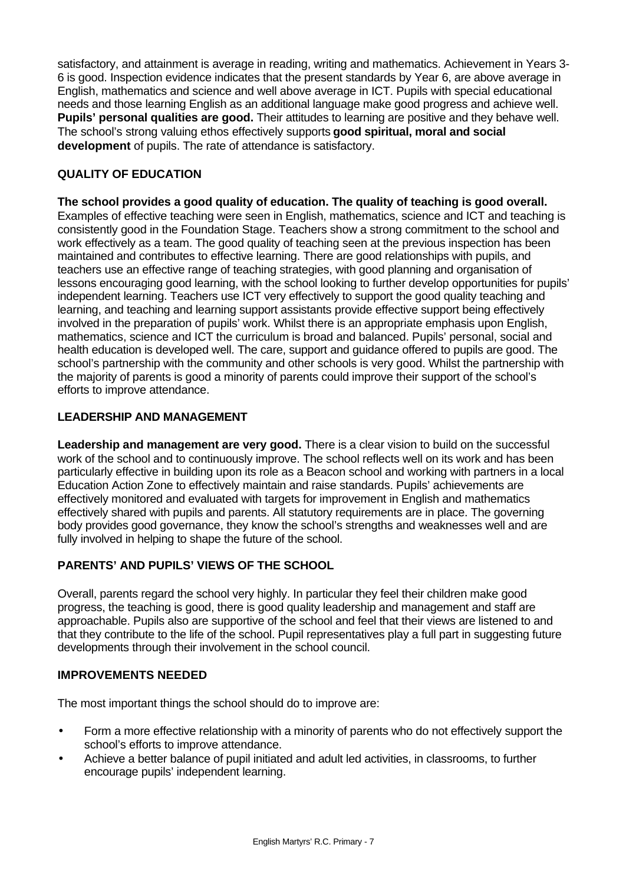satisfactory, and attainment is average in reading, writing and mathematics. Achievement in Years 3-6 is good. Inspection evidence indicates that the present standards by Year 6, are above average in English, mathematics and science and well above average in ICT. Pupils with special educational needs and those learning English as an additional language make good progress and achieve well. **Pupils' personal qualities are good.** Their attitudes to learning are positive and they behave well. The school's strong valuing ethos effectively supports **good spiritual, moral and social development** of pupils. The rate of attendance is satisfactory.

## QUALITY OF EDUCATION

**The school provides a good quality of education. The quality of teaching is good overall.** Examples of effective teaching were seen in English, mathematics, science and ICT and teaching is consistently good in the Foundation Stage. Teachers show a strong commitment to the school and work effectively as a team. The good quality of teaching seen at the previous inspection has been maintained and contributes to effective learning. There are good relationships with pupils, and teachers use an effective range of teaching strategies, with good planning and organisation of lessons encouraging good learning, with the school looking to further develop opportunities for pupils' independent learning. Teachers use ICT very effectively to support the good quality teaching and learning, and teaching and learning support assistants provide effective support being effectively involved in the preparation of pupils' work. Whilst there is an appropriate emphasis upon English, mathematics, science and ICT the curriculum is broad and balanced. Pupils' personal, social and health education is developed well. The care, support and guidance offered to pupils are good. The school's partnership with the community and other schools is very good. Whilst the partnership with the majority of parents is good a minority of parents could improve their support of the school's efforts to improve attendance.

## LEADERSHIP AND MANAGEMENT

**Leadership and management are very good.** There is a clear vision to build on the successful work of the school and to continuously improve. The school reflects well on its work and has been particularly effective in building upon its role as a Beacon school and working with partners in a local Education Action Zone to effectively maintain and raise standards. Pupils' achievements are effectively monitored and evaluated with targets for improvement in English and mathematics effectively shared with pupils and parents. All statutory requirements are in place. The governing body provides good governance, they know the school's strengths and weaknesses well and are fully involved in helping to shape the future of the school.

## PARENTS' AND PUPILS' VIEWS OF THE SCHOOL

Overall, parents regard the school very highly. In particular they feel their children make good progress, the teaching is good, there is good quality leadership and management and staff are approachable. Pupils also are supportive of the school and feel that their views are listened to and that they contribute to the life of the school. Pupil representatives play a full part in suggesting future developments through their involvement in the school council.

## IMPROVEMENTS NEEDED

The most important things the school should do to improve are:

- Form a more effective relationship with a minority of parents who do not effectively support the school's efforts to improve attendance.
- Achieve a better balance of pupil initiated and adult led activities, in classrooms, to further encourage pupils' independent learning.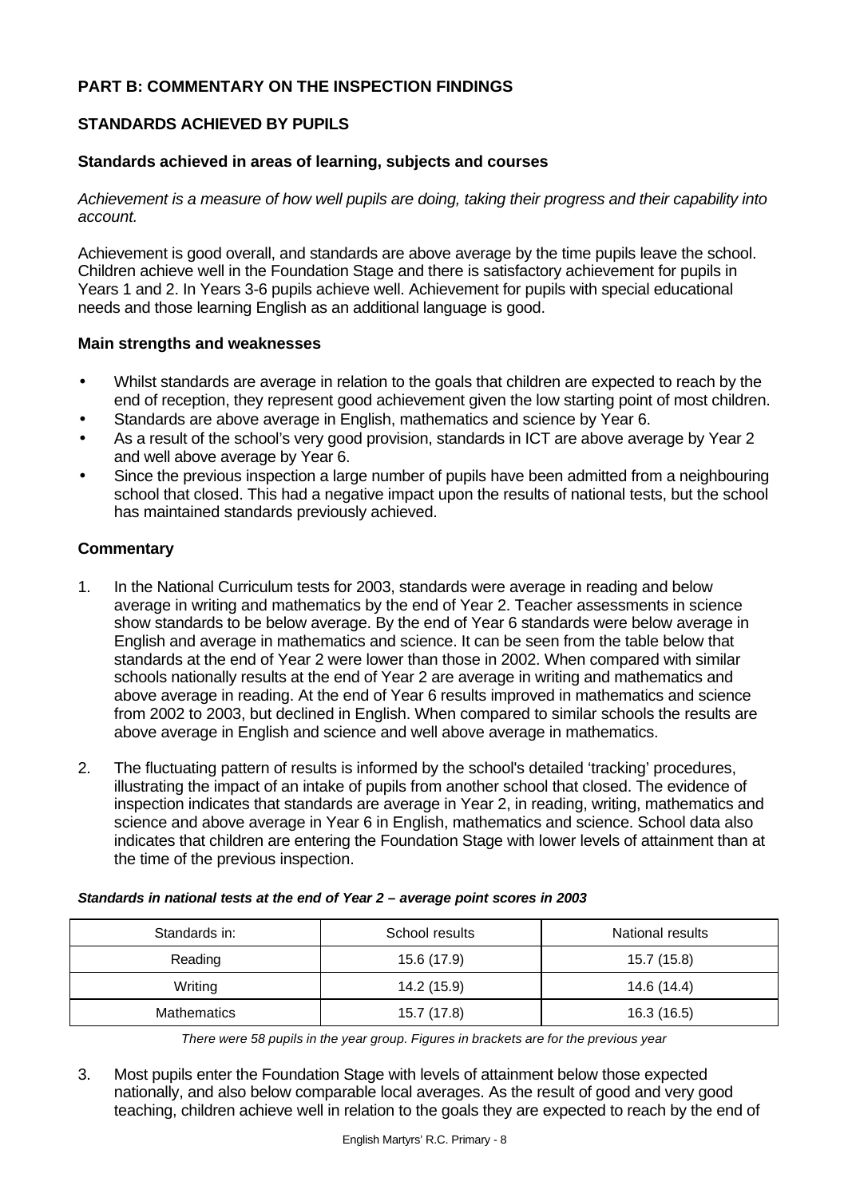## PART B: COMMENTARY ON THE INSPECTION FINDINGS

### STANDARDS ACHIEVED BY PUPILS

#### Standards achieved in areas of learning, subjects and courses

*Achievement is a measure of how well pupils are doing, taking their progress and their capability into account.*

Achievement is good overall, and standards are above average by the time pupils leave the school. Children achieve well in the Foundation Stage and there is satisfactory achievement for pupils in Years 1 and 2. In Years 3-6 pupils achieve well. Achievement for pupils with special educational needs and those learning English as an additional language is good.

#### Main strengths and weaknesses

- Whilst standards are average in relation to the goals that children are expected to reach by the end of reception, they represent good achievement given the low starting point of most children.
- Standards are above average in English, mathematics and science by Year 6.
- As a result of the school's very good provision, standards in ICT are above average by Year 2 and well above average by Year 6.
- Since the previous inspection a large number of pupils have been admitted from a neighbouring school that closed. This had a negative impact upon the results of national tests, but the school has maintained standards previously achieved.

#### Commentary

1. In the National Curriculum tests for 2003, standards were average in reading and below average in writing and mathematics by the end of Year 2. Teacher assessments in science show standards to be below average. By the end of Year 6 standards were below average in English and average in mathematics and science. It can be seen from the table below that standards at the end of Year 2 were lower than those in 2002. When compared with similar schools nationally results at the end of Year 2 are average in writing and mathematics and above average in reading. At the end of Year 6 results improved in mathematics and science from 2002 to 2003, but declined in English. When compared to similar schools the results are above average in English and science and well above average in mathematics.

2. The fluctuating pattern of results is informed by the school's detailed 'tracking' procedures, illustrating the impact of an intake of pupils from another school that closed. The evidence of inspection indicates that standards are average in Year 2, in reading, writing, mathematics and science and above average in Year 6 in English, mathematics and science. School data also indicates that children are entering the Foundation Stage with lower levels of attainment than at the time of the previous inspection.

***Standards in national tests at the end of Year 2 – average point scores in 2003***

| Standards in: | School results | National results |
|---|---|---|
| Reading | 15.6 (17.9) | 15.7 (15.8) |
| Writing | 14.2 (15.9) | 14.6 (14.4) |
| Mathematics | 15.7 (17.8) | 16.3 (16.5) |

*There were 58 pupils in the year group. Figures in brackets are for the previous year*

3. Most pupils enter the Foundation Stage with levels of attainment below those expected nationally, and also below comparable local averages. As the result of good and very good teaching, children achieve well in relation to the goals they are expected to reach by the end of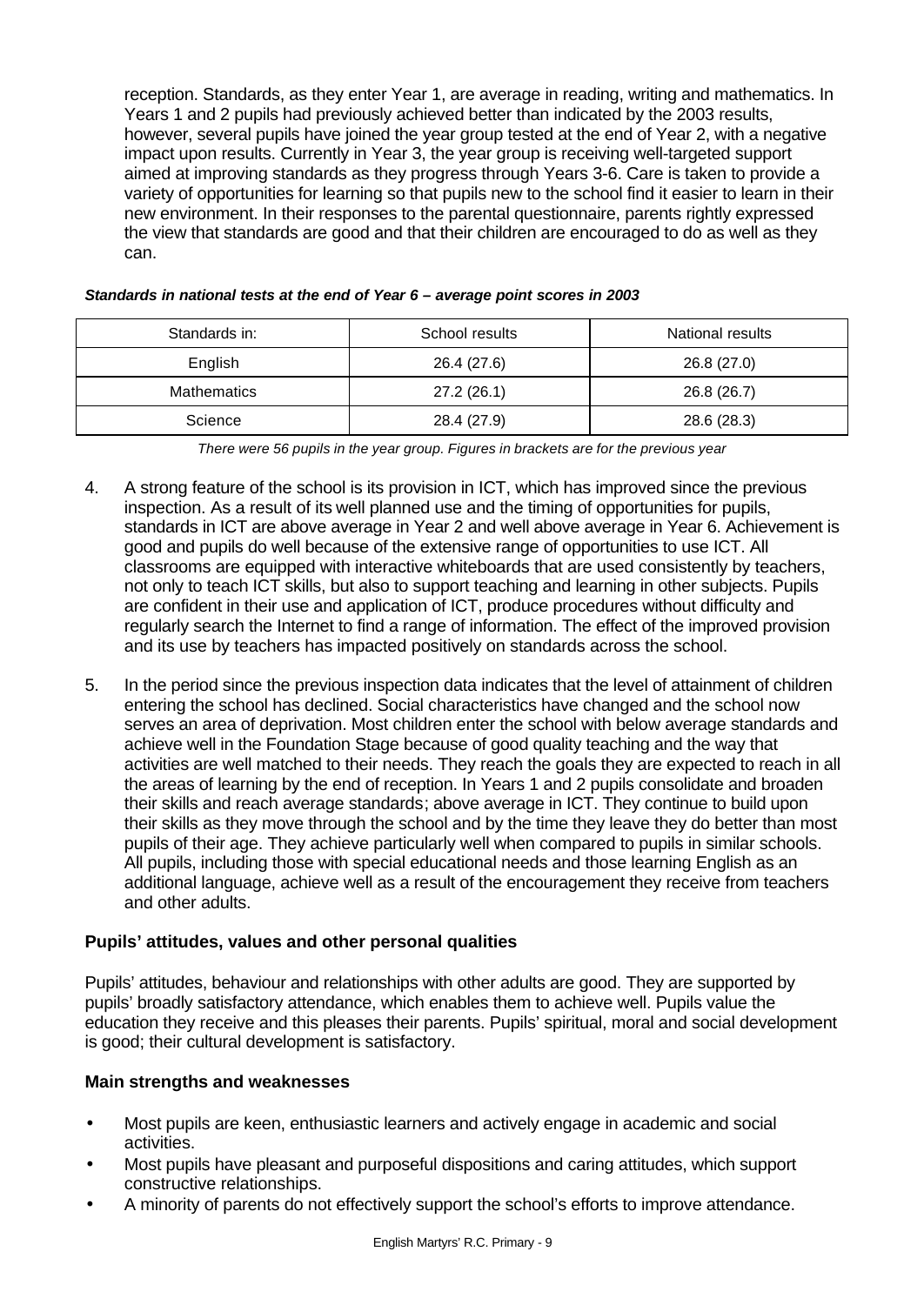reception. Standards, as they enter Year 1, are average in reading, writing and mathematics. In Years 1 and 2 pupils had previously achieved better than indicated by the 2003 results, however, several pupils have joined the year group tested at the end of Year 2, with a negative impact upon results. Currently in Year 3, the year group is receiving well-targeted support aimed at improving standards as they progress through Years 3-6. Care is taken to provide a variety of opportunities for learning so that pupils new to the school find it easier to learn in their new environment. In their responses to the parental questionnaire, parents rightly expressed the view that standards are good and that their children are encouraged to do as well as they can.

***Standards in national tests at the end of Year 6 – average point scores in 2003***

| Standards in: | School results | National results |
|---|---|---|
| English | 26.4 (27.6) | 26.8 (27.0) |
| Mathematics | 27.2 (26.1) | 26.8 (26.7) |
| Science | 28.4 (27.9) | 28.6 (28.3) |

*There were 56 pupils in the year group. Figures in brackets are for the previous year*

4. A strong feature of the school is its provision in ICT, which has improved since the previous inspection. As a result of its well planned use and the timing of opportunities for pupils, standards in ICT are above average in Year 2 and well above average in Year 6. Achievement is good and pupils do well because of the extensive range of opportunities to use ICT. All classrooms are equipped with interactive whiteboards that are used consistently by teachers, not only to teach ICT skills, but also to support teaching and learning in other subjects. Pupils are confident in their use and application of ICT, produce procedures without difficulty and regularly search the Internet to find a range of information. The effect of the improved provision and its use by teachers has impacted positively on standards across the school.

5. In the period since the previous inspection data indicates that the level of attainment of children entering the school has declined. Social characteristics have changed and the school now serves an area of deprivation. Most children enter the school with below average standards and achieve well in the Foundation Stage because of good quality teaching and the way that activities are well matched to their needs. They reach the goals they are expected to reach in all the areas of learning by the end of reception. In Years 1 and 2 pupils consolidate and broaden their skills and reach average standards; above average in ICT. They continue to build upon their skills as they move through the school and by the time they leave they do better than most pupils of their age. They achieve particularly well when compared to pupils in similar schools. All pupils, including those with special educational needs and those learning English as an additional language, achieve well as a result of the encouragement they receive from teachers and other adults.

### Pupils' attitudes, values and other personal qualities

Pupils' attitudes, behaviour and relationships with other adults are good. They are supported by pupils' broadly satisfactory attendance, which enables them to achieve well. Pupils value the education they receive and this pleases their parents. Pupils' spiritual, moral and social development is good; their cultural development is satisfactory.

### Main strengths and weaknesses

- Most pupils are keen, enthusiastic learners and actively engage in academic and social activities.
- Most pupils have pleasant and purposeful dispositions and caring attitudes, which support constructive relationships.
- A minority of parents do not effectively support the school's efforts to improve attendance.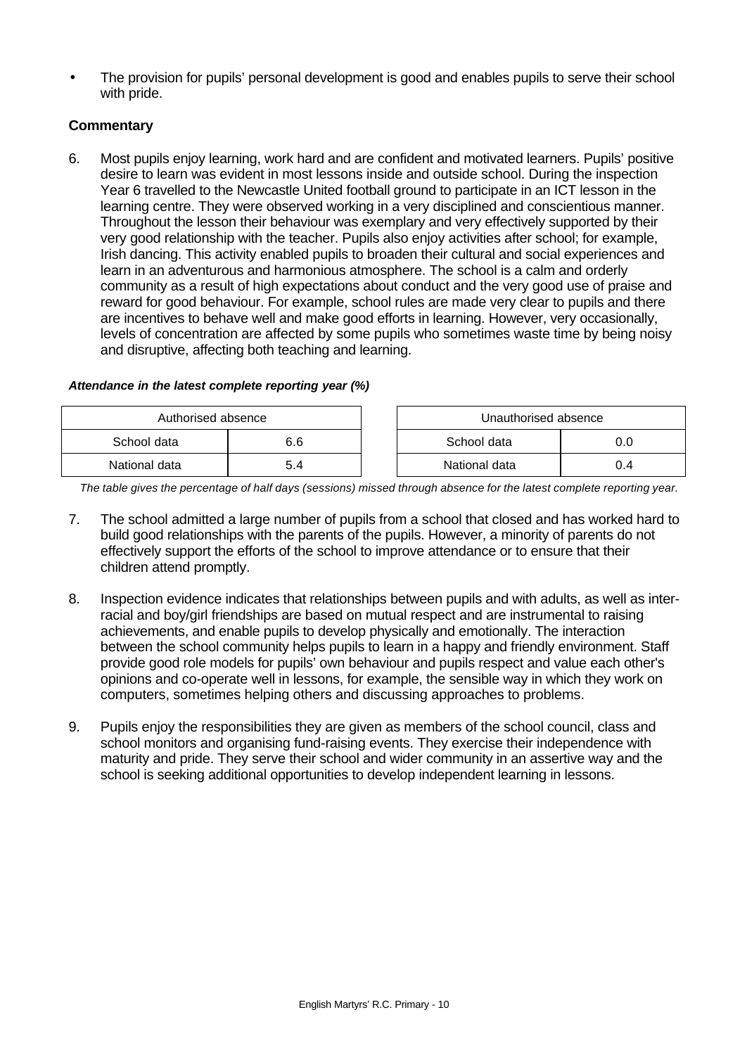- The provision for pupils' personal development is good and enables pupils to serve their school with pride.

### Commentary

6. Most pupils enjoy learning, work hard and are confident and motivated learners. Pupils' positive desire to learn was evident in most lessons inside and outside school. During the inspection Year 6 travelled to the Newcastle United football ground to participate in an ICT lesson in the learning centre. They were observed working in a very disciplined and conscientious manner. Throughout the lesson their behaviour was exemplary and very effectively supported by their very good relationship with the teacher. Pupils also enjoy activities after school; for example, Irish dancing. This activity enabled pupils to broaden their cultural and social experiences and learn in an adventurous and harmonious atmosphere. The school is a calm and orderly community as a result of high expectations about conduct and the very good use of praise and reward for good behaviour. For example, school rules are made very clear to pupils and there are incentives to behave well and make good efforts in learning. However, very occasionally, levels of concentration are affected by some pupils who sometimes waste time by being noisy and disruptive, affecting both teaching and learning.

***Attendance in the latest complete reporting year (%)***

| Authorised absence | |
|---|---|
| School data | 6.6 |
| National data | 5.4 |

| Unauthorised absence | |
|---|---|
| School data | 0.0 |
| National data | 0.4 |

*The table gives the percentage of half days (sessions) missed through absence for the latest complete reporting year.*

7. The school admitted a large number of pupils from a school that closed and has worked hard to build good relationships with the parents of the pupils. However, a minority of parents do not effectively support the efforts of the school to improve attendance or to ensure that their children attend promptly.

8. Inspection evidence indicates that relationships between pupils and with adults, as well as inter-racial and boy/girl friendships are based on mutual respect and are instrumental to raising achievements, and enable pupils to develop physically and emotionally. The interaction between the school community helps pupils to learn in a happy and friendly environment. Staff provide good role models for pupils' own behaviour and pupils respect and value each other's opinions and co-operate well in lessons, for example, the sensible way in which they work on computers, sometimes helping others and discussing approaches to problems.

9. Pupils enjoy the responsibilities they are given as members of the school council, class and school monitors and organising fund-raising events. They exercise their independence with maturity and pride. They serve their school and wider community in an assertive way and the school is seeking additional opportunities to develop independent learning in lessons.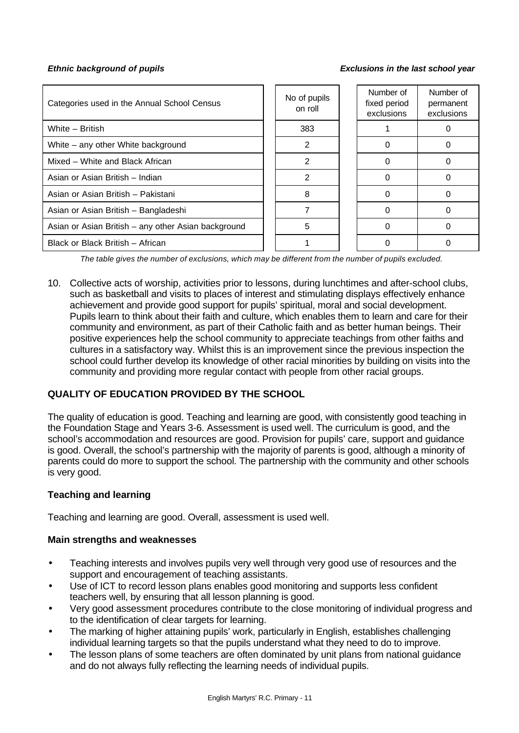*Ethnic background of pupils* *Exclusions in the last school year*

| Categories used in the Annual School Census | No of pupils on roll | Number of fixed period exclusions | Number of permanent exclusions |
|---|---|---|---|
| White – British | 383 | 1 | 0 |
| White – any other White background | 2 | 0 | 0 |
| Mixed – White and Black African | 2 | 0 | 0 |
| Asian or Asian British – Indian | 2 | 0 | 0 |
| Asian or Asian British – Pakistani | 8 | 0 | 0 |
| Asian or Asian British – Bangladeshi | 7 | 0 | 0 |
| Asian or Asian British – any other Asian background | 5 | 0 | 0 |
| Black or Black British – African | 1 | 0 | 0 |

*The table gives the number of exclusions, which may be different from the number of pupils excluded.*

10. Collective acts of worship, activities prior to lessons, during lunchtimes and after-school clubs, such as basketball and visits to places of interest and stimulating displays effectively enhance achievement and provide good support for pupils' spiritual, moral and social development. Pupils learn to think about their faith and culture, which enables them to learn and care for their community and environment, as part of their Catholic faith and as better human beings. Their positive experiences help the school community to appreciate teachings from other faiths and cultures in a satisfactory way. Whilst this is an improvement since the previous inspection the school could further develop its knowledge of other racial minorities by building on visits into the community and providing more regular contact with people from other racial groups.

## QUALITY OF EDUCATION PROVIDED BY THE SCHOOL

The quality of education is good. Teaching and learning are good, with consistently good teaching in the Foundation Stage and Years 3-6. Assessment is used well. The curriculum is good, and the school's accommodation and resources are good. Provision for pupils' care, support and guidance is good. Overall, the school's partnership with the majority of parents is good, although a minority of parents could do more to support the school. The partnership with the community and other schools is very good.

### Teaching and learning

Teaching and learning are good. Overall, assessment is used well.

**Main strengths and weaknesses**

- Teaching interests and involves pupils very well through very good use of resources and the support and encouragement of teaching assistants.
- Use of ICT to record lesson plans enables good monitoring and supports less confident teachers well, by ensuring that all lesson planning is good.
- Very good assessment procedures contribute to the close monitoring of individual progress and to the identification of clear targets for learning.
- The marking of higher attaining pupils' work, particularly in English, establishes challenging individual learning targets so that the pupils understand what they need to do to improve.
- The lesson plans of some teachers are often dominated by unit plans from national guidance and do not always fully reflecting the learning needs of individual pupils.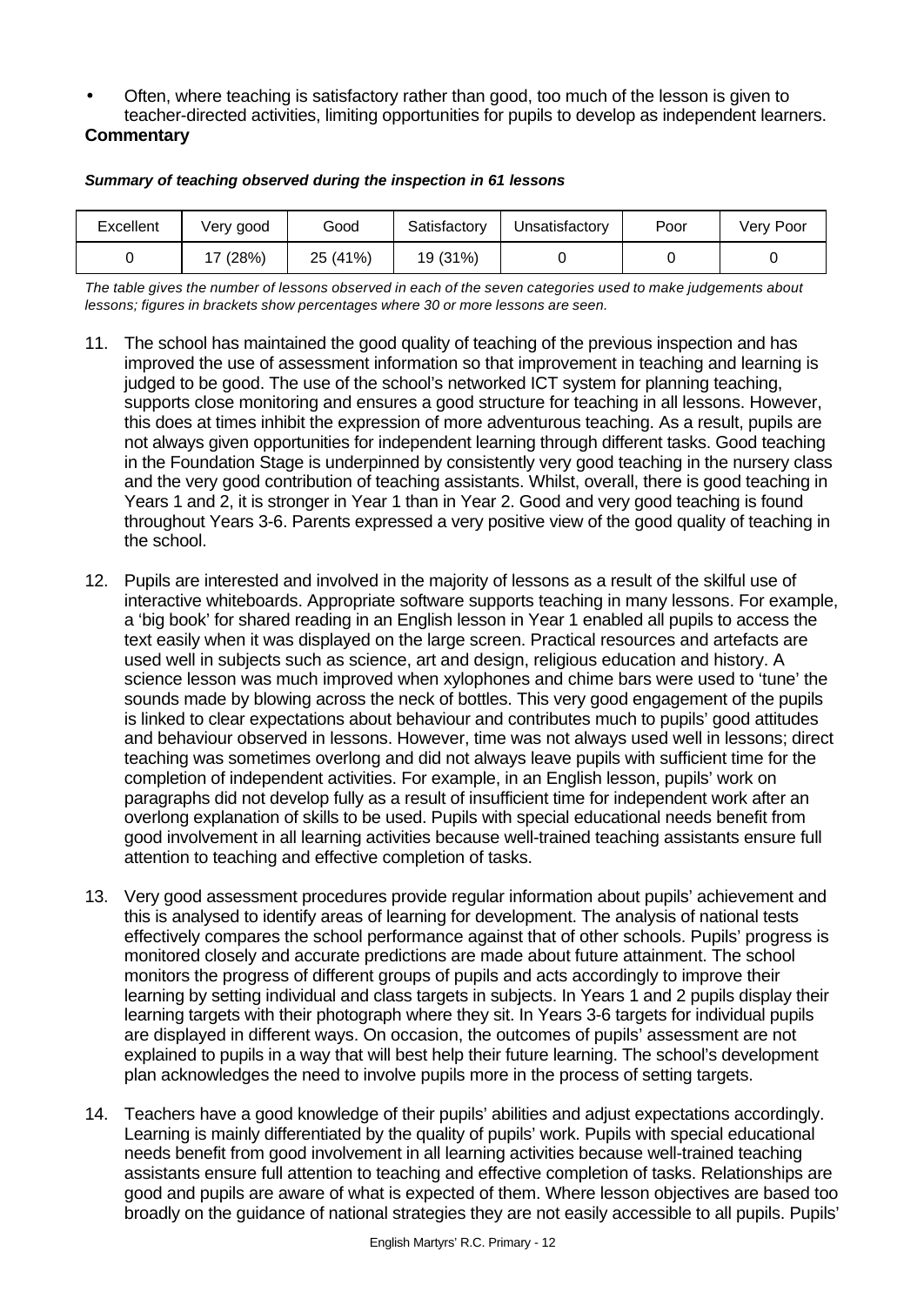- Often, where teaching is satisfactory rather than good, too much of the lesson is given to teacher-directed activities, limiting opportunities for pupils to develop as independent learners.

**Commentary**

***Summary of teaching observed during the inspection in 61 lessons***

| Excellent | Very good | Good | Satisfactory | Unsatisfactory | Poor | Very Poor |
|---|---|---|---|---|---|---|
| 0 | 17 (28%) | 25 (41%) | 19 (31%) | 0 | 0 | 0 |

*The table gives the number of lessons observed in each of the seven categories used to make judgements about lessons; figures in brackets show percentages where 30 or more lessons are seen.*

11. The school has maintained the good quality of teaching of the previous inspection and has improved the use of assessment information so that improvement in teaching and learning is judged to be good. The use of the school's networked ICT system for planning teaching, supports close monitoring and ensures a good structure for teaching in all lessons. However, this does at times inhibit the expression of more adventurous teaching. As a result, pupils are not always given opportunities for independent learning through different tasks. Good teaching in the Foundation Stage is underpinned by consistently very good teaching in the nursery class and the very good contribution of teaching assistants. Whilst, overall, there is good teaching in Years 1 and 2, it is stronger in Year 1 than in Year 2. Good and very good teaching is found throughout Years 3-6. Parents expressed a very positive view of the good quality of teaching in the school.

12. Pupils are interested and involved in the majority of lessons as a result of the skilful use of interactive whiteboards. Appropriate software supports teaching in many lessons. For example, a 'big book' for shared reading in an English lesson in Year 1 enabled all pupils to access the text easily when it was displayed on the large screen. Practical resources and artefacts are used well in subjects such as science, art and design, religious education and history. A science lesson was much improved when xylophones and chime bars were used to 'tune' the sounds made by blowing across the neck of bottles. This very good engagement of the pupils is linked to clear expectations about behaviour and contributes much to pupils' good attitudes and behaviour observed in lessons. However, time was not always used well in lessons; direct teaching was sometimes overlong and did not always leave pupils with sufficient time for the completion of independent activities. For example, in an English lesson, pupils' work on paragraphs did not develop fully as a result of insufficient time for independent work after an overlong explanation of skills to be used. Pupils with special educational needs benefit from good involvement in all learning activities because well-trained teaching assistants ensure full attention to teaching and effective completion of tasks.

13. Very good assessment procedures provide regular information about pupils' achievement and this is analysed to identify areas of learning for development. The analysis of national tests effectively compares the school performance against that of other schools. Pupils' progress is monitored closely and accurate predictions are made about future attainment. The school monitors the progress of different groups of pupils and acts accordingly to improve their learning by setting individual and class targets in subjects. In Years 1 and 2 pupils display their learning targets with their photograph where they sit. In Years 3-6 targets for individual pupils are displayed in different ways. On occasion, the outcomes of pupils' assessment are not explained to pupils in a way that will best help their future learning. The school's development plan acknowledges the need to involve pupils more in the process of setting targets.

14. Teachers have a good knowledge of their pupils' abilities and adjust expectations accordingly. Learning is mainly differentiated by the quality of pupils' work. Pupils with special educational needs benefit from good involvement in all learning activities because well-trained teaching assistants ensure full attention to teaching and effective completion of tasks. Relationships are good and pupils are aware of what is expected of them. Where lesson objectives are based too broadly on the guidance of national strategies they are not easily accessible to all pupils. Pupils'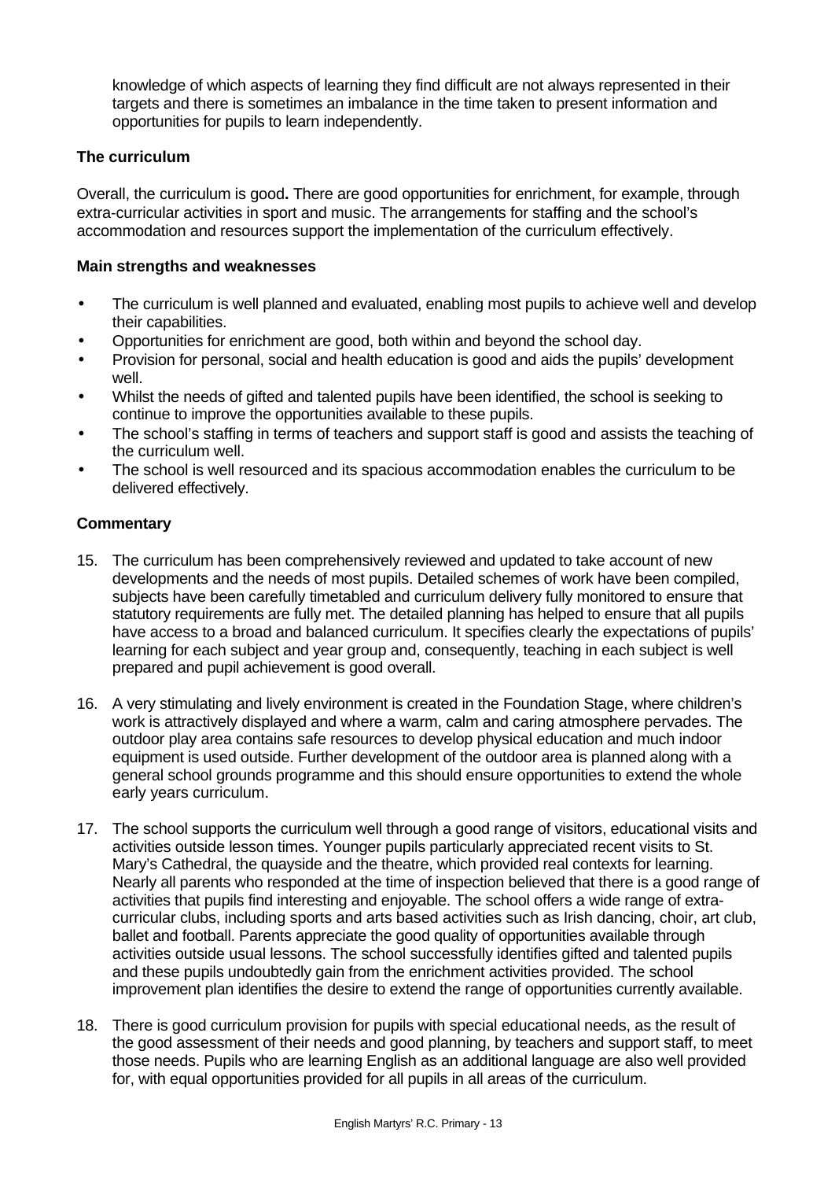knowledge of which aspects of learning they find difficult are not always represented in their targets and there is sometimes an imbalance in the time taken to present information and opportunities for pupils to learn independently.

### The curriculum

Overall, the curriculum is good**.** There are good opportunities for enrichment, for example, through extra-curricular activities in sport and music. The arrangements for staffing and the school's accommodation and resources support the implementation of the curriculum effectively.

**Main strengths and weaknesses**

- The curriculum is well planned and evaluated, enabling most pupils to achieve well and develop their capabilities.
- Opportunities for enrichment are good, both within and beyond the school day.
- Provision for personal, social and health education is good and aids the pupils' development well.
- Whilst the needs of gifted and talented pupils have been identified, the school is seeking to continue to improve the opportunities available to these pupils.
- The school's staffing in terms of teachers and support staff is good and assists the teaching of the curriculum well.
- The school is well resourced and its spacious accommodation enables the curriculum to be delivered effectively.

**Commentary**

15. The curriculum has been comprehensively reviewed and updated to take account of new developments and the needs of most pupils. Detailed schemes of work have been compiled, subjects have been carefully timetabled and curriculum delivery fully monitored to ensure that statutory requirements are fully met. The detailed planning has helped to ensure that all pupils have access to a broad and balanced curriculum. It specifies clearly the expectations of pupils' learning for each subject and year group and, consequently, teaching in each subject is well prepared and pupil achievement is good overall.

16. A very stimulating and lively environment is created in the Foundation Stage, where children's work is attractively displayed and where a warm, calm and caring atmosphere pervades. The outdoor play area contains safe resources to develop physical education and much indoor equipment is used outside. Further development of the outdoor area is planned along with a general school grounds programme and this should ensure opportunities to extend the whole early years curriculum.

17. The school supports the curriculum well through a good range of visitors, educational visits and activities outside lesson times. Younger pupils particularly appreciated recent visits to St. Mary's Cathedral, the quayside and the theatre, which provided real contexts for learning. Nearly all parents who responded at the time of inspection believed that there is a good range of activities that pupils find interesting and enjoyable. The school offers a wide range of extra-curricular clubs, including sports and arts based activities such as Irish dancing, choir, art club, ballet and football. Parents appreciate the good quality of opportunities available through activities outside usual lessons. The school successfully identifies gifted and talented pupils and these pupils undoubtedly gain from the enrichment activities provided. The school improvement plan identifies the desire to extend the range of opportunities currently available.

18. There is good curriculum provision for pupils with special educational needs, as the result of the good assessment of their needs and good planning, by teachers and support staff, to meet those needs. Pupils who are learning English as an additional language are also well provided for, with equal opportunities provided for all pupils in all areas of the curriculum.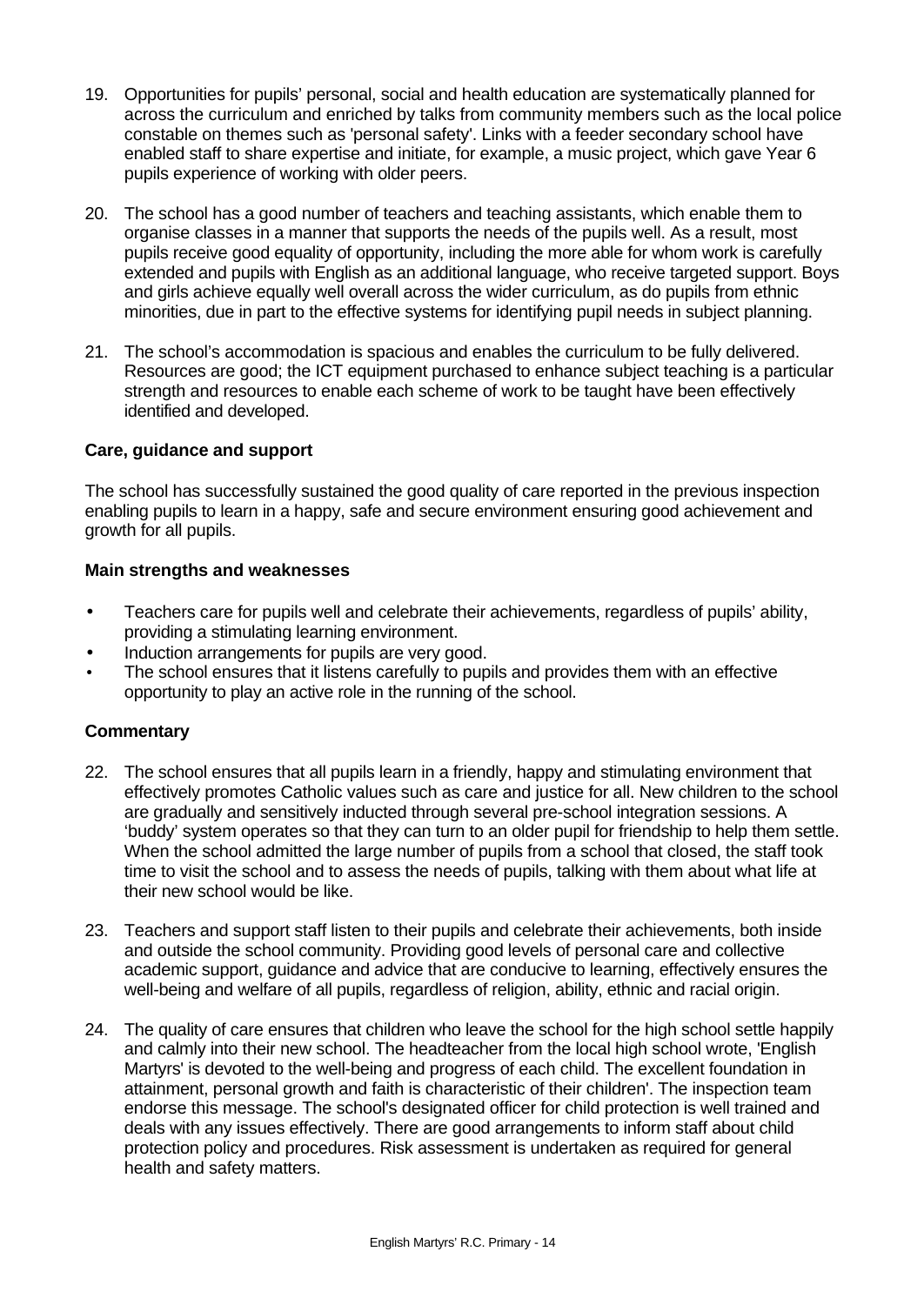19. Opportunities for pupils' personal, social and health education are systematically planned for across the curriculum and enriched by talks from community members such as the local police constable on themes such as 'personal safety'. Links with a feeder secondary school have enabled staff to share expertise and initiate, for example, a music project, which gave Year 6 pupils experience of working with older peers.

20. The school has a good number of teachers and teaching assistants, which enable them to organise classes in a manner that supports the needs of the pupils well. As a result, most pupils receive good equality of opportunity, including the more able for whom work is carefully extended and pupils with English as an additional language, who receive targeted support. Boys and girls achieve equally well overall across the wider curriculum, as do pupils from ethnic minorities, due in part to the effective systems for identifying pupil needs in subject planning.

21. The school's accommodation is spacious and enables the curriculum to be fully delivered. Resources are good; the ICT equipment purchased to enhance subject teaching is a particular strength and resources to enable each scheme of work to be taught have been effectively identified and developed.

### Care, guidance and support

The school has successfully sustained the good quality of care reported in the previous inspection enabling pupils to learn in a happy, safe and secure environment ensuring good achievement and growth for all pupils.

#### Main strengths and weaknesses

- Teachers care for pupils well and celebrate their achievements, regardless of pupils' ability, providing a stimulating learning environment.
- Induction arrangements for pupils are very good.
- The school ensures that it listens carefully to pupils and provides them with an effective opportunity to play an active role in the running of the school.

#### Commentary

22. The school ensures that all pupils learn in a friendly, happy and stimulating environment that effectively promotes Catholic values such as care and justice for all. New children to the school are gradually and sensitively inducted through several pre-school integration sessions. A 'buddy' system operates so that they can turn to an older pupil for friendship to help them settle. When the school admitted the large number of pupils from a school that closed, the staff took time to visit the school and to assess the needs of pupils, talking with them about what life at their new school would be like.

23. Teachers and support staff listen to their pupils and celebrate their achievements, both inside and outside the school community. Providing good levels of personal care and collective academic support, guidance and advice that are conducive to learning, effectively ensures the well-being and welfare of all pupils, regardless of religion, ability, ethnic and racial origin.

24. The quality of care ensures that children who leave the school for the high school settle happily and calmly into their new school. The headteacher from the local high school wrote, 'English Martyrs' is devoted to the well-being and progress of each child. The excellent foundation in attainment, personal growth and faith is characteristic of their children'. The inspection team endorse this message. The school's designated officer for child protection is well trained and deals with any issues effectively. There are good arrangements to inform staff about child protection policy and procedures. Risk assessment is undertaken as required for general health and safety matters.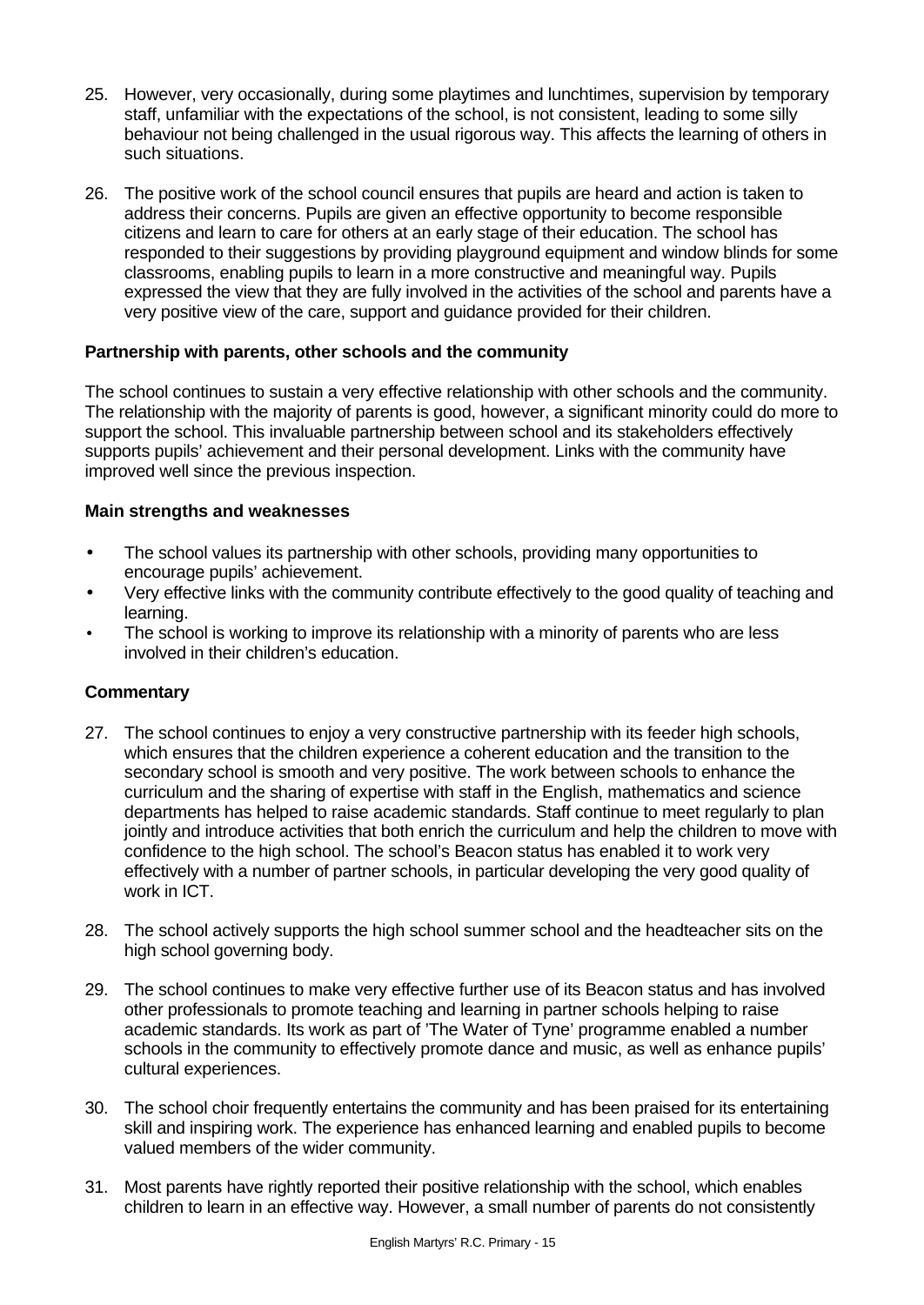25. However, very occasionally, during some playtimes and lunchtimes, supervision by temporary staff, unfamiliar with the expectations of the school, is not consistent, leading to some silly behaviour not being challenged in the usual rigorous way. This affects the learning of others in such situations.

26. The positive work of the school council ensures that pupils are heard and action is taken to address their concerns. Pupils are given an effective opportunity to become responsible citizens and learn to care for others at an early stage of their education. The school has responded to their suggestions by providing playground equipment and window blinds for some classrooms, enabling pupils to learn in a more constructive and meaningful way. Pupils expressed the view that they are fully involved in the activities of the school and parents have a very positive view of the care, support and guidance provided for their children.

**Partnership with parents, other schools and the community**

The school continues to sustain a very effective relationship with other schools and the community. The relationship with the majority of parents is good, however, a significant minority could do more to support the school. This invaluable partnership between school and its stakeholders effectively supports pupils' achievement and their personal development. Links with the community have improved well since the previous inspection.

**Main strengths and weaknesses**

- The school values its partnership with other schools, providing many opportunities to encourage pupils' achievement.
- Very effective links with the community contribute effectively to the good quality of teaching and learning.
- The school is working to improve its relationship with a minority of parents who are less involved in their children's education.

**Commentary**

27. The school continues to enjoy a very constructive partnership with its feeder high schools, which ensures that the children experience a coherent education and the transition to the secondary school is smooth and very positive. The work between schools to enhance the curriculum and the sharing of expertise with staff in the English, mathematics and science departments has helped to raise academic standards. Staff continue to meet regularly to plan jointly and introduce activities that both enrich the curriculum and help the children to move with confidence to the high school. The school's Beacon status has enabled it to work very effectively with a number of partner schools, in particular developing the very good quality of work in ICT.

28. The school actively supports the high school summer school and the headteacher sits on the high school governing body.

29. The school continues to make very effective further use of its Beacon status and has involved other professionals to promote teaching and learning in partner schools helping to raise academic standards. Its work as part of 'The Water of Tyne' programme enabled a number schools in the community to effectively promote dance and music, as well as enhance pupils' cultural experiences.

30. The school choir frequently entertains the community and has been praised for its entertaining skill and inspiring work. The experience has enhanced learning and enabled pupils to become valued members of the wider community.

31. Most parents have rightly reported their positive relationship with the school, which enables children to learn in an effective way. However, a small number of parents do not consistently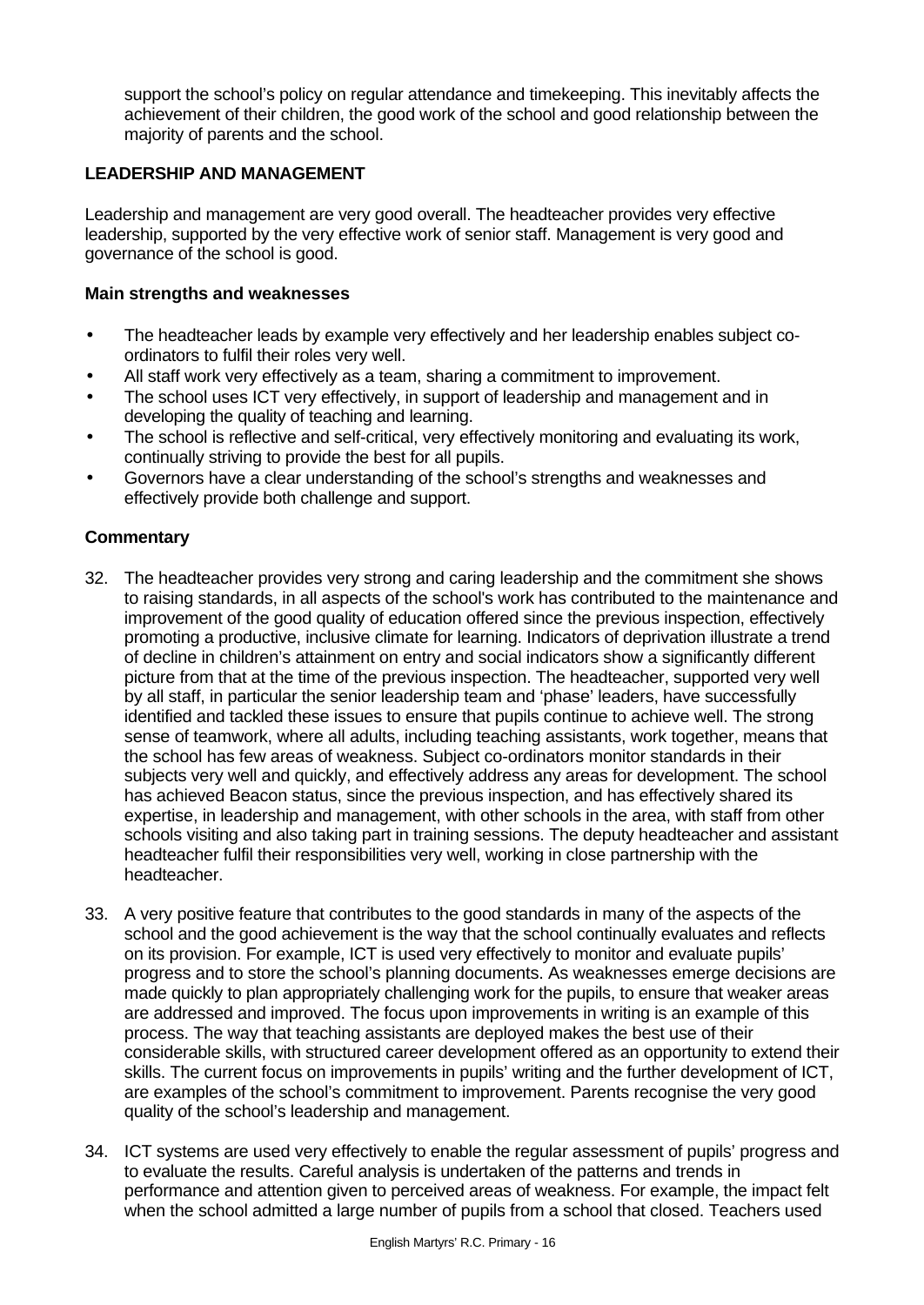support the school's policy on regular attendance and timekeeping. This inevitably affects the achievement of their children, the good work of the school and good relationship between the majority of parents and the school.

## LEADERSHIP AND MANAGEMENT

Leadership and management are very good overall. The headteacher provides very effective leadership, supported by the very effective work of senior staff. Management is very good and governance of the school is good.

### Main strengths and weaknesses

- The headteacher leads by example very effectively and her leadership enables subject co-ordinators to fulfil their roles very well.
- All staff work very effectively as a team, sharing a commitment to improvement.
- The school uses ICT very effectively, in support of leadership and management and in developing the quality of teaching and learning.
- The school is reflective and self-critical, very effectively monitoring and evaluating its work, continually striving to provide the best for all pupils.
- Governors have a clear understanding of the school's strengths and weaknesses and effectively provide both challenge and support.

### Commentary

32. The headteacher provides very strong and caring leadership and the commitment she shows to raising standards, in all aspects of the school's work has contributed to the maintenance and improvement of the good quality of education offered since the previous inspection, effectively promoting a productive, inclusive climate for learning. Indicators of deprivation illustrate a trend of decline in children's attainment on entry and social indicators show a significantly different picture from that at the time of the previous inspection. The headteacher, supported very well by all staff, in particular the senior leadership team and 'phase' leaders, have successfully identified and tackled these issues to ensure that pupils continue to achieve well. The strong sense of teamwork, where all adults, including teaching assistants, work together, means that the school has few areas of weakness. Subject co-ordinators monitor standards in their subjects very well and quickly, and effectively address any areas for development. The school has achieved Beacon status, since the previous inspection, and has effectively shared its expertise, in leadership and management, with other schools in the area, with staff from other schools visiting and also taking part in training sessions. The deputy headteacher and assistant headteacher fulfil their responsibilities very well, working in close partnership with the headteacher.

33. A very positive feature that contributes to the good standards in many of the aspects of the school and the good achievement is the way that the school continually evaluates and reflects on its provision. For example, ICT is used very effectively to monitor and evaluate pupils' progress and to store the school's planning documents. As weaknesses emerge decisions are made quickly to plan appropriately challenging work for the pupils, to ensure that weaker areas are addressed and improved. The focus upon improvements in writing is an example of this process. The way that teaching assistants are deployed makes the best use of their considerable skills, with structured career development offered as an opportunity to extend their skills. The current focus on improvements in pupils' writing and the further development of ICT, are examples of the school's commitment to improvement. Parents recognise the very good quality of the school's leadership and management.

34. ICT systems are used very effectively to enable the regular assessment of pupils' progress and to evaluate the results. Careful analysis is undertaken of the patterns and trends in performance and attention given to perceived areas of weakness. For example, the impact felt when the school admitted a large number of pupils from a school that closed. Teachers used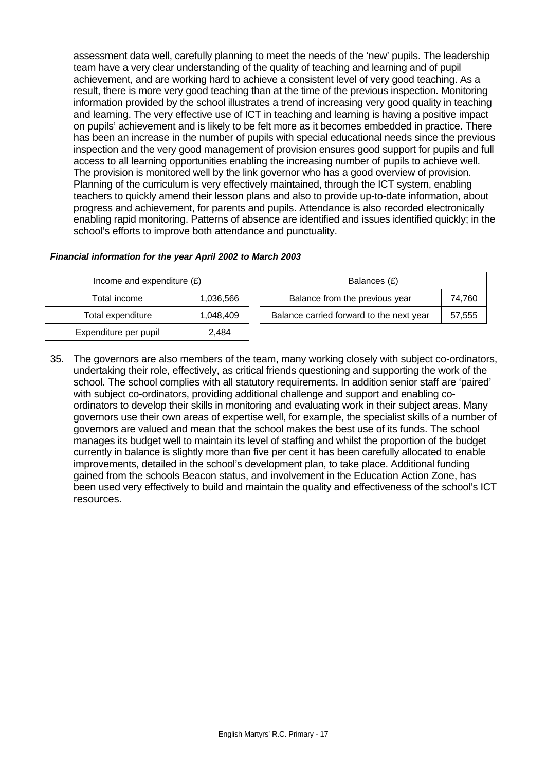assessment data well, carefully planning to meet the needs of the 'new' pupils. The leadership team have a very clear understanding of the quality of teaching and learning and of pupil achievement, and are working hard to achieve a consistent level of very good teaching. As a result, there is more very good teaching than at the time of the previous inspection. Monitoring information provided by the school illustrates a trend of increasing very good quality in teaching and learning. The very effective use of ICT in teaching and learning is having a positive impact on pupils' achievement and is likely to be felt more as it becomes embedded in practice. There has been an increase in the number of pupils with special educational needs since the previous inspection and the very good management of provision ensures good support for pupils and full access to all learning opportunities enabling the increasing number of pupils to achieve well. The provision is monitored well by the link governor who has a good overview of provision. Planning of the curriculum is very effectively maintained, through the ICT system, enabling teachers to quickly amend their lesson plans and also to provide up-to-date information, about progress and achievement, for parents and pupils. Attendance is also recorded electronically enabling rapid monitoring. Patterns of absence are identified and issues identified quickly; in the school's efforts to improve both attendance and punctuality.

***Financial information for the year April 2002 to March 2003***

| Income and expenditure (£) | |
|---|---|
| Total income | 1,036,566 |
| Total expenditure | 1,048,409 |
| Expenditure per pupil | 2,484 |

| Balances (£) | |
|---|---|
| Balance from the previous year | 74,760 |
| Balance carried forward to the next year | 57,555 |

35. The governors are also members of the team, many working closely with subject co-ordinators, undertaking their role, effectively, as critical friends questioning and supporting the work of the school. The school complies with all statutory requirements. In addition senior staff are 'paired' with subject co-ordinators, providing additional challenge and support and enabling co-ordinators to develop their skills in monitoring and evaluating work in their subject areas. Many governors use their own areas of expertise well, for example, the specialist skills of a number of governors are valued and mean that the school makes the best use of its funds. The school manages its budget well to maintain its level of staffing and whilst the proportion of the budget currently in balance is slightly more than five per cent it has been carefully allocated to enable improvements, detailed in the school's development plan, to take place. Additional funding gained from the schools Beacon status, and involvement in the Education Action Zone, has been used very effectively to build and maintain the quality and effectiveness of the school's ICT resources.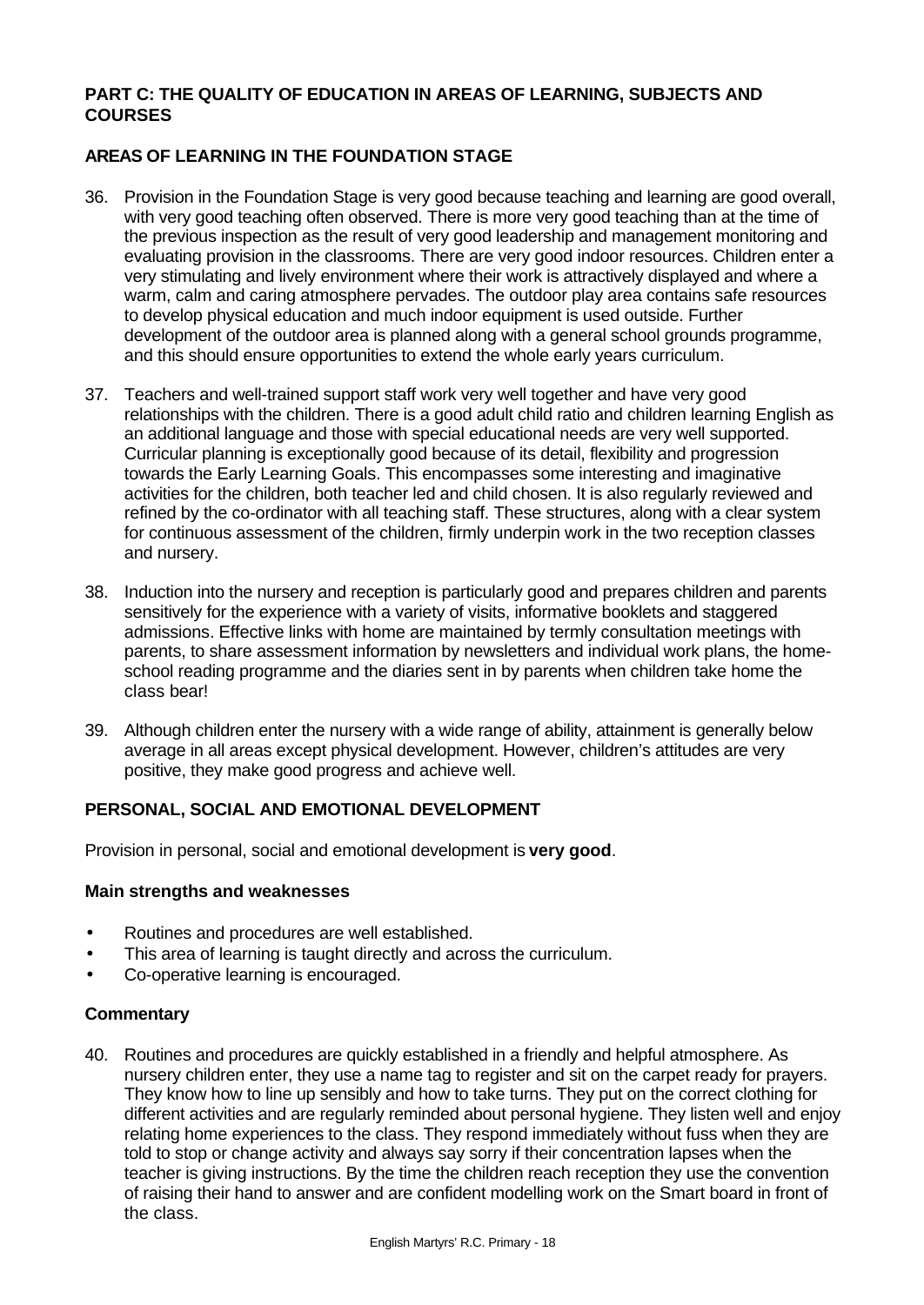## PART C: THE QUALITY OF EDUCATION IN AREAS OF LEARNING, SUBJECTS AND COURSES

### AREAS OF LEARNING IN THE FOUNDATION STAGE

36. Provision in the Foundation Stage is very good because teaching and learning are good overall, with very good teaching often observed. There is more very good teaching than at the time of the previous inspection as the result of very good leadership and management monitoring and evaluating provision in the classrooms. There are very good indoor resources. Children enter a very stimulating and lively environment where their work is attractively displayed and where a warm, calm and caring atmosphere pervades. The outdoor play area contains safe resources to develop physical education and much indoor equipment is used outside. Further development of the outdoor area is planned along with a general school grounds programme, and this should ensure opportunities to extend the whole early years curriculum.

37. Teachers and well-trained support staff work very well together and have very good relationships with the children. There is a good adult child ratio and children learning English as an additional language and those with special educational needs are very well supported. Curricular planning is exceptionally good because of its detail, flexibility and progression towards the Early Learning Goals. This encompasses some interesting and imaginative activities for the children, both teacher led and child chosen. It is also regularly reviewed and refined by the co-ordinator with all teaching staff. These structures, along with a clear system for continuous assessment of the children, firmly underpin work in the two reception classes and nursery.

38. Induction into the nursery and reception is particularly good and prepares children and parents sensitively for the experience with a variety of visits, informative booklets and staggered admissions. Effective links with home are maintained by termly consultation meetings with parents, to share assessment information by newsletters and individual work plans, the home-school reading programme and the diaries sent in by parents when children take home the class bear!

39. Although children enter the nursery with a wide range of ability, attainment is generally below average in all areas except physical development. However, children's attitudes are very positive, they make good progress and achieve well.

### PERSONAL, SOCIAL AND EMOTIONAL DEVELOPMENT

Provision in personal, social and emotional development is **very good**.

#### Main strengths and weaknesses

- Routines and procedures are well established.
- This area of learning is taught directly and across the curriculum.
- Co-operative learning is encouraged.

#### Commentary

40. Routines and procedures are quickly established in a friendly and helpful atmosphere. As nursery children enter, they use a name tag to register and sit on the carpet ready for prayers. They know how to line up sensibly and how to take turns. They put on the correct clothing for different activities and are regularly reminded about personal hygiene. They listen well and enjoy relating home experiences to the class. They respond immediately without fuss when they are told to stop or change activity and always say sorry if their concentration lapses when the teacher is giving instructions. By the time the children reach reception they use the convention of raising their hand to answer and are confident modelling work on the Smart board in front of the class.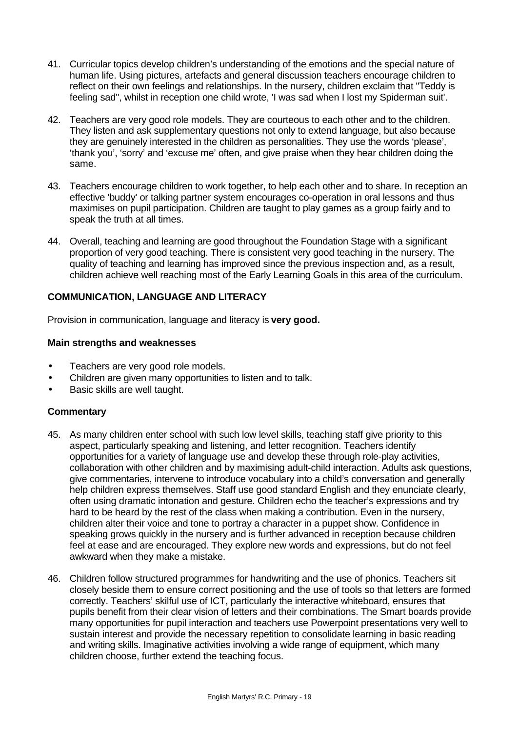41. Curricular topics develop children's understanding of the emotions and the special nature of human life. Using pictures, artefacts and general discussion teachers encourage children to reflect on their own feelings and relationships. In the nursery, children exclaim that "Teddy is feeling sad", whilst in reception one child wrote, 'I was sad when I lost my Spiderman suit'.

42. Teachers are very good role models. They are courteous to each other and to the children. They listen and ask supplementary questions not only to extend language, but also because they are genuinely interested in the children as personalities. They use the words 'please', 'thank you', 'sorry' and 'excuse me' often, and give praise when they hear children doing the same.

43. Teachers encourage children to work together, to help each other and to share. In reception an effective 'buddy' or talking partner system encourages co-operation in oral lessons and thus maximises on pupil participation. Children are taught to play games as a group fairly and to speak the truth at all times.

44. Overall, teaching and learning are good throughout the Foundation Stage with a significant proportion of very good teaching. There is consistent very good teaching in the nursery. The quality of teaching and learning has improved since the previous inspection and, as a result, children achieve well reaching most of the Early Learning Goals in this area of the curriculum.

### COMMUNICATION, LANGUAGE AND LITERACY

Provision in communication, language and literacy is **very good.**

#### Main strengths and weaknesses

- Teachers are very good role models.
- Children are given many opportunities to listen and to talk.
- Basic skills are well taught.

#### Commentary

45. As many children enter school with such low level skills, teaching staff give priority to this aspect, particularly speaking and listening, and letter recognition. Teachers identify opportunities for a variety of language use and develop these through role-play activities, collaboration with other children and by maximising adult-child interaction. Adults ask questions, give commentaries, intervene to introduce vocabulary into a child's conversation and generally help children express themselves. Staff use good standard English and they enunciate clearly, often using dramatic intonation and gesture. Children echo the teacher's expressions and try hard to be heard by the rest of the class when making a contribution. Even in the nursery, children alter their voice and tone to portray a character in a puppet show. Confidence in speaking grows quickly in the nursery and is further advanced in reception because children feel at ease and are encouraged. They explore new words and expressions, but do not feel awkward when they make a mistake.

46. Children follow structured programmes for handwriting and the use of phonics. Teachers sit closely beside them to ensure correct positioning and the use of tools so that letters are formed correctly. Teachers' skilful use of ICT, particularly the interactive whiteboard, ensures that pupils benefit from their clear vision of letters and their combinations. The Smart boards provide many opportunities for pupil interaction and teachers use Powerpoint presentations very well to sustain interest and provide the necessary repetition to consolidate learning in basic reading and writing skills. Imaginative activities involving a wide range of equipment, which many children choose, further extend the teaching focus.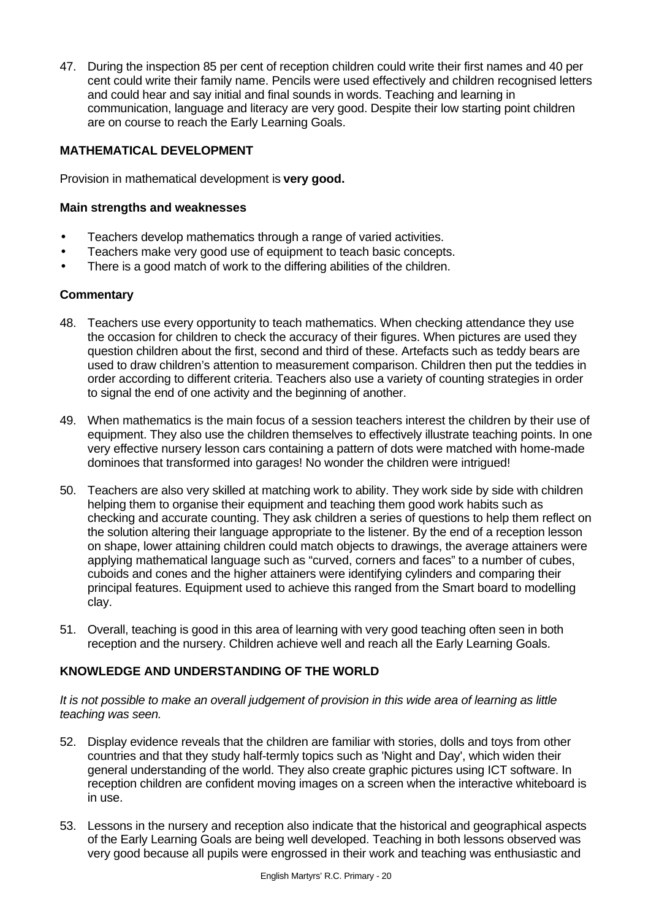47. During the inspection 85 per cent of reception children could write their first names and 40 per cent could write their family name. Pencils were used effectively and children recognised letters and could hear and say initial and final sounds in words. Teaching and learning in communication, language and literacy are very good. Despite their low starting point children are on course to reach the Early Learning Goals.

### MATHEMATICAL DEVELOPMENT

Provision in mathematical development is **very good.**

#### Main strengths and weaknesses

- Teachers develop mathematics through a range of varied activities.
- Teachers make very good use of equipment to teach basic concepts.
- There is a good match of work to the differing abilities of the children.

#### Commentary

48. Teachers use every opportunity to teach mathematics. When checking attendance they use the occasion for children to check the accuracy of their figures. When pictures are used they question children about the first, second and third of these. Artefacts such as teddy bears are used to draw children's attention to measurement comparison. Children then put the teddies in order according to different criteria. Teachers also use a variety of counting strategies in order to signal the end of one activity and the beginning of another.

49. When mathematics is the main focus of a session teachers interest the children by their use of equipment. They also use the children themselves to effectively illustrate teaching points. In one very effective nursery lesson cars containing a pattern of dots were matched with home-made dominoes that transformed into garages! No wonder the children were intrigued!

50. Teachers are also very skilled at matching work to ability. They work side by side with children helping them to organise their equipment and teaching them good work habits such as checking and accurate counting. They ask children a series of questions to help them reflect on the solution altering their language appropriate to the listener. By the end of a reception lesson on shape, lower attaining children could match objects to drawings, the average attainers were applying mathematical language such as "curved, corners and faces" to a number of cubes, cuboids and cones and the higher attainers were identifying cylinders and comparing their principal features. Equipment used to achieve this ranged from the Smart board to modelling clay.

51. Overall, teaching is good in this area of learning with very good teaching often seen in both reception and the nursery. Children achieve well and reach all the Early Learning Goals.

### KNOWLEDGE AND UNDERSTANDING OF THE WORLD

*It is not possible to make an overall judgement of provision in this wide area of learning as little teaching was seen.*

52. Display evidence reveals that the children are familiar with stories, dolls and toys from other countries and that they study half-termly topics such as 'Night and Day', which widen their general understanding of the world. They also create graphic pictures using ICT software. In reception children are confident moving images on a screen when the interactive whiteboard is in use.

53. Lessons in the nursery and reception also indicate that the historical and geographical aspects of the Early Learning Goals are being well developed. Teaching in both lessons observed was very good because all pupils were engrossed in their work and teaching was enthusiastic and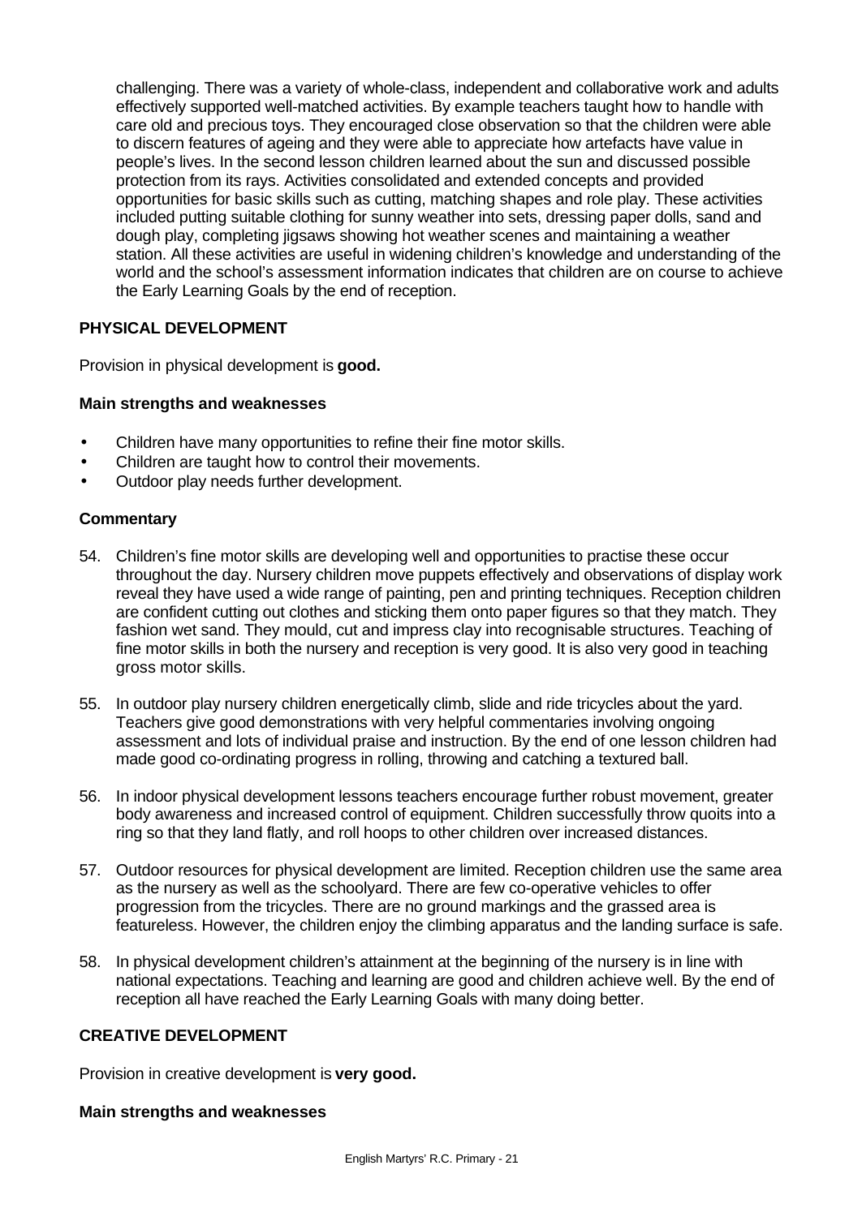challenging. There was a variety of whole-class, independent and collaborative work and adults effectively supported well-matched activities. By example teachers taught how to handle with care old and precious toys. They encouraged close observation so that the children were able to discern features of ageing and they were able to appreciate how artefacts have value in people's lives. In the second lesson children learned about the sun and discussed possible protection from its rays. Activities consolidated and extended concepts and provided opportunities for basic skills such as cutting, matching shapes and role play. These activities included putting suitable clothing for sunny weather into sets, dressing paper dolls, sand and dough play, completing jigsaws showing hot weather scenes and maintaining a weather station. All these activities are useful in widening children's knowledge and understanding of the world and the school's assessment information indicates that children are on course to achieve the Early Learning Goals by the end of reception.

### PHYSICAL DEVELOPMENT

Provision in physical development is **good.**

#### Main strengths and weaknesses

- Children have many opportunities to refine their fine motor skills.
- Children are taught how to control their movements.
- Outdoor play needs further development.

#### Commentary

54. Children's fine motor skills are developing well and opportunities to practise these occur throughout the day. Nursery children move puppets effectively and observations of display work reveal they have used a wide range of painting, pen and printing techniques. Reception children are confident cutting out clothes and sticking them onto paper figures so that they match. They fashion wet sand. They mould, cut and impress clay into recognisable structures. Teaching of fine motor skills in both the nursery and reception is very good. It is also very good in teaching gross motor skills.

55. In outdoor play nursery children energetically climb, slide and ride tricycles about the yard. Teachers give good demonstrations with very helpful commentaries involving ongoing assessment and lots of individual praise and instruction. By the end of one lesson children had made good co-ordinating progress in rolling, throwing and catching a textured ball.

56. In indoor physical development lessons teachers encourage further robust movement, greater body awareness and increased control of equipment. Children successfully throw quoits into a ring so that they land flatly, and roll hoops to other children over increased distances.

57. Outdoor resources for physical development are limited. Reception children use the same area as the nursery as well as the schoolyard. There are few co-operative vehicles to offer progression from the tricycles. There are no ground markings and the grassed area is featureless. However, the children enjoy the climbing apparatus and the landing surface is safe.

58. In physical development children's attainment at the beginning of the nursery is in line with national expectations. Teaching and learning are good and children achieve well. By the end of reception all have reached the Early Learning Goals with many doing better.

### CREATIVE DEVELOPMENT

Provision in creative development is **very good.**

#### Main strengths and weaknesses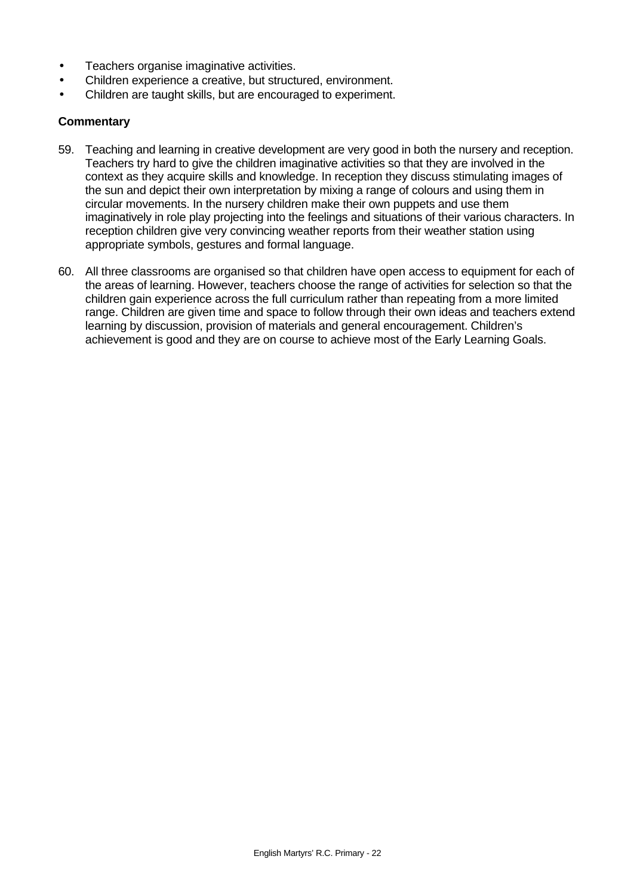- Teachers organise imaginative activities.
- Children experience a creative, but structured, environment.
- Children are taught skills, but are encouraged to experiment.

**Commentary**

59. Teaching and learning in creative development are very good in both the nursery and reception. Teachers try hard to give the children imaginative activities so that they are involved in the context as they acquire skills and knowledge. In reception they discuss stimulating images of the sun and depict their own interpretation by mixing a range of colours and using them in circular movements. In the nursery children make their own puppets and use them imaginatively in role play projecting into the feelings and situations of their various characters. In reception children give very convincing weather reports from their weather station using appropriate symbols, gestures and formal language.

60. All three classrooms are organised so that children have open access to equipment for each of the areas of learning. However, teachers choose the range of activities for selection so that the children gain experience across the full curriculum rather than repeating from a more limited range. Children are given time and space to follow through their own ideas and teachers extend learning by discussion, provision of materials and general encouragement. Children's achievement is good and they are on course to achieve most of the Early Learning Goals.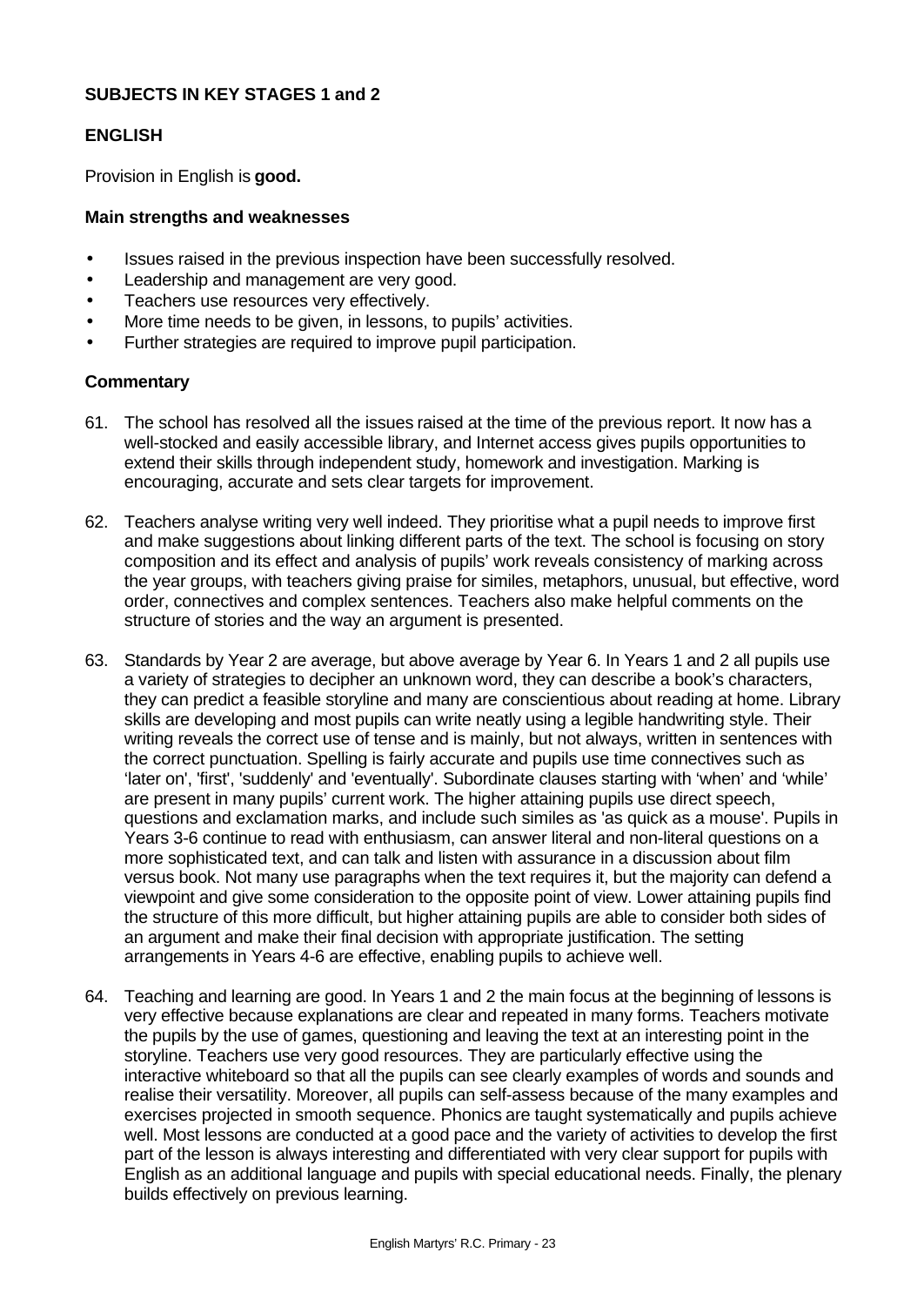**SUBJECTS IN KEY STAGES 1 and 2**

**ENGLISH**

Provision in English is **good.**

**Main strengths and weaknesses**

- Issues raised in the previous inspection have been successfully resolved.
- Leadership and management are very good.
- Teachers use resources very effectively.
- More time needs to be given, in lessons, to pupils' activities.
- Further strategies are required to improve pupil participation.

**Commentary**

61. The school has resolved all the issues raised at the time of the previous report. It now has a well-stocked and easily accessible library, and Internet access gives pupils opportunities to extend their skills through independent study, homework and investigation. Marking is encouraging, accurate and sets clear targets for improvement.

62. Teachers analyse writing very well indeed. They prioritise what a pupil needs to improve first and make suggestions about linking different parts of the text. The school is focusing on story composition and its effect and analysis of pupils' work reveals consistency of marking across the year groups, with teachers giving praise for similes, metaphors, unusual, but effective, word order, connectives and complex sentences. Teachers also make helpful comments on the structure of stories and the way an argument is presented.

63. Standards by Year 2 are average, but above average by Year 6. In Years 1 and 2 all pupils use a variety of strategies to decipher an unknown word, they can describe a book's characters, they can predict a feasible storyline and many are conscientious about reading at home. Library skills are developing and most pupils can write neatly using a legible handwriting style. Their writing reveals the correct use of tense and is mainly, but not always, written in sentences with the correct punctuation. Spelling is fairly accurate and pupils use time connectives such as 'later on', 'first', 'suddenly' and 'eventually'. Subordinate clauses starting with 'when' and 'while' are present in many pupils' current work. The higher attaining pupils use direct speech, questions and exclamation marks, and include such similes as 'as quick as a mouse'. Pupils in Years 3-6 continue to read with enthusiasm, can answer literal and non-literal questions on a more sophisticated text, and can talk and listen with assurance in a discussion about film versus book. Not many use paragraphs when the text requires it, but the majority can defend a viewpoint and give some consideration to the opposite point of view. Lower attaining pupils find the structure of this more difficult, but higher attaining pupils are able to consider both sides of an argument and make their final decision with appropriate justification. The setting arrangements in Years 4-6 are effective, enabling pupils to achieve well.

64. Teaching and learning are good. In Years 1 and 2 the main focus at the beginning of lessons is very effective because explanations are clear and repeated in many forms. Teachers motivate the pupils by the use of games, questioning and leaving the text at an interesting point in the storyline. Teachers use very good resources. They are particularly effective using the interactive whiteboard so that all the pupils can see clearly examples of words and sounds and realise their versatility. Moreover, all pupils can self-assess because of the many examples and exercises projected in smooth sequence. Phonics are taught systematically and pupils achieve well. Most lessons are conducted at a good pace and the variety of activities to develop the first part of the lesson is always interesting and differentiated with very clear support for pupils with English as an additional language and pupils with special educational needs. Finally, the plenary builds effectively on previous learning.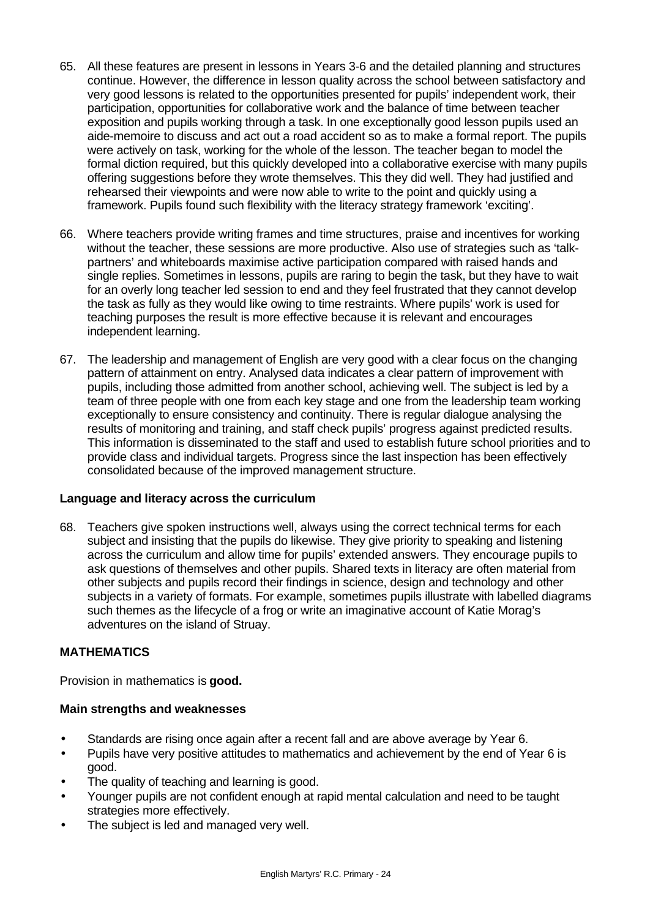65. All these features are present in lessons in Years 3-6 and the detailed planning and structures continue. However, the difference in lesson quality across the school between satisfactory and very good lessons is related to the opportunities presented for pupils' independent work, their participation, opportunities for collaborative work and the balance of time between teacher exposition and pupils working through a task. In one exceptionally good lesson pupils used an aide-memoire to discuss and act out a road accident so as to make a formal report. The pupils were actively on task, working for the whole of the lesson. The teacher began to model the formal diction required, but this quickly developed into a collaborative exercise with many pupils offering suggestions before they wrote themselves. This they did well. They had justified and rehearsed their viewpoints and were now able to write to the point and quickly using a framework. Pupils found such flexibility with the literacy strategy framework 'exciting'.

66. Where teachers provide writing frames and time structures, praise and incentives for working without the teacher, these sessions are more productive. Also use of strategies such as 'talk-partners' and whiteboards maximise active participation compared with raised hands and single replies. Sometimes in lessons, pupils are raring to begin the task, but they have to wait for an overly long teacher led session to end and they feel frustrated that they cannot develop the task as fully as they would like owing to time restraints. Where pupils' work is used for teaching purposes the result is more effective because it is relevant and encourages independent learning.

67. The leadership and management of English are very good with a clear focus on the changing pattern of attainment on entry. Analysed data indicates a clear pattern of improvement with pupils, including those admitted from another school, achieving well. The subject is led by a team of three people with one from each key stage and one from the leadership team working exceptionally to ensure consistency and continuity. There is regular dialogue analysing the results of monitoring and training, and staff check pupils' progress against predicted results. This information is disseminated to the staff and used to establish future school priorities and to provide class and individual targets. Progress since the last inspection has been effectively consolidated because of the improved management structure.

**Language and literacy across the curriculum**

68. Teachers give spoken instructions well, always using the correct technical terms for each subject and insisting that the pupils do likewise. They give priority to speaking and listening across the curriculum and allow time for pupils' extended answers. They encourage pupils to ask questions of themselves and other pupils. Shared texts in literacy are often material from other subjects and pupils record their findings in science, design and technology and other subjects in a variety of formats. For example, sometimes pupils illustrate with labelled diagrams such themes as the lifecycle of a frog or write an imaginative account of Katie Morag's adventures on the island of Struay.

## MATHEMATICS

Provision in mathematics is **good.**

**Main strengths and weaknesses**

- Standards are rising once again after a recent fall and are above average by Year 6.
- Pupils have very positive attitudes to mathematics and achievement by the end of Year 6 is good.
- The quality of teaching and learning is good.
- Younger pupils are not confident enough at rapid mental calculation and need to be taught strategies more effectively.
- The subject is led and managed very well.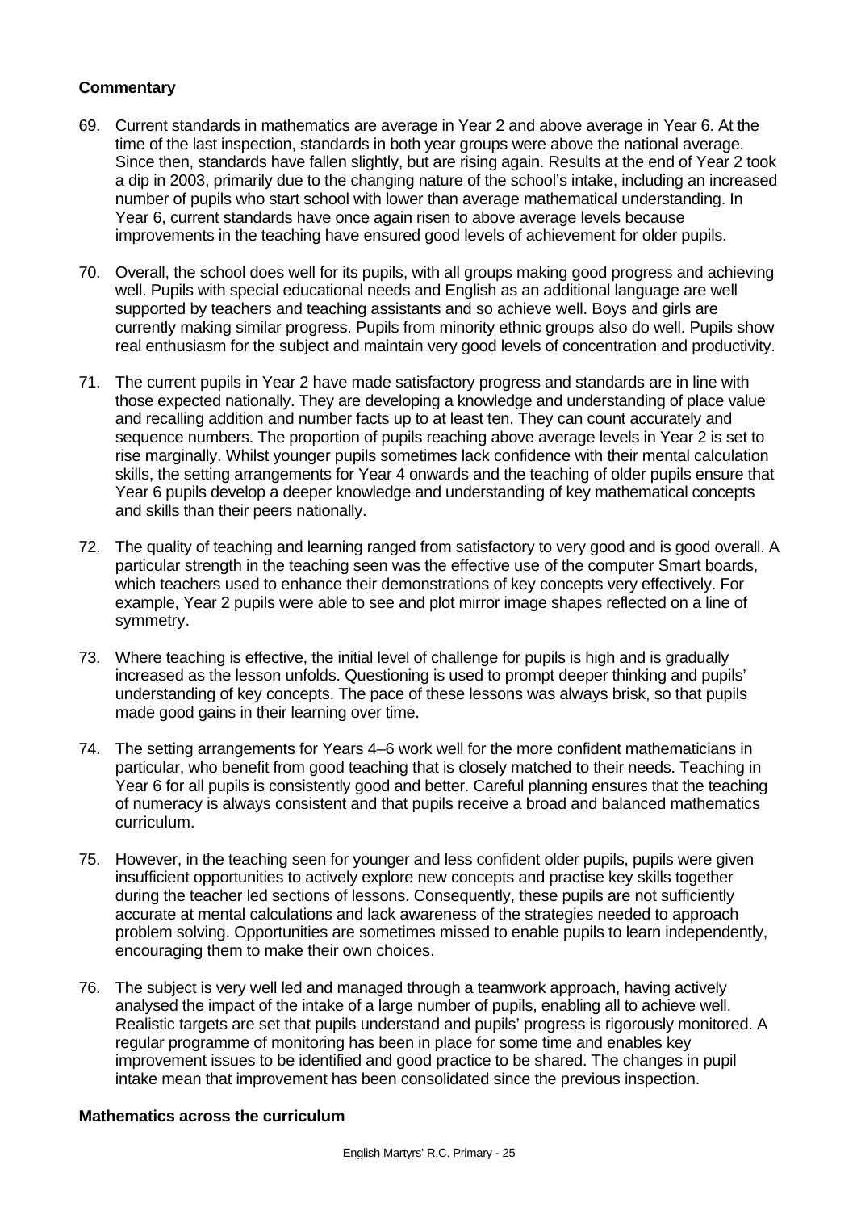**Commentary**

69. Current standards in mathematics are average in Year 2 and above average in Year 6. At the time of the last inspection, standards in both year groups were above the national average. Since then, standards have fallen slightly, but are rising again. Results at the end of Year 2 took a dip in 2003, primarily due to the changing nature of the school's intake, including an increased number of pupils who start school with lower than average mathematical understanding. In Year 6, current standards have once again risen to above average levels because improvements in the teaching have ensured good levels of achievement for older pupils.

70. Overall, the school does well for its pupils, with all groups making good progress and achieving well. Pupils with special educational needs and English as an additional language are well supported by teachers and teaching assistants and so achieve well. Boys and girls are currently making similar progress. Pupils from minority ethnic groups also do well. Pupils show real enthusiasm for the subject and maintain very good levels of concentration and productivity.

71. The current pupils in Year 2 have made satisfactory progress and standards are in line with those expected nationally. They are developing a knowledge and understanding of place value and recalling addition and number facts up to at least ten. They can count accurately and sequence numbers. The proportion of pupils reaching above average levels in Year 2 is set to rise marginally. Whilst younger pupils sometimes lack confidence with their mental calculation skills, the setting arrangements for Year 4 onwards and the teaching of older pupils ensure that Year 6 pupils develop a deeper knowledge and understanding of key mathematical concepts and skills than their peers nationally.

72. The quality of teaching and learning ranged from satisfactory to very good and is good overall. A particular strength in the teaching seen was the effective use of the computer Smart boards, which teachers used to enhance their demonstrations of key concepts very effectively. For example, Year 2 pupils were able to see and plot mirror image shapes reflected on a line of symmetry.

73. Where teaching is effective, the initial level of challenge for pupils is high and is gradually increased as the lesson unfolds. Questioning is used to prompt deeper thinking and pupils' understanding of key concepts. The pace of these lessons was always brisk, so that pupils made good gains in their learning over time.

74. The setting arrangements for Years 4–6 work well for the more confident mathematicians in particular, who benefit from good teaching that is closely matched to their needs. Teaching in Year 6 for all pupils is consistently good and better. Careful planning ensures that the teaching of numeracy is always consistent and that pupils receive a broad and balanced mathematics curriculum.

75. However, in the teaching seen for younger and less confident older pupils, pupils were given insufficient opportunities to actively explore new concepts and practise key skills together during the teacher led sections of lessons. Consequently, these pupils are not sufficiently accurate at mental calculations and lack awareness of the strategies needed to approach problem solving. Opportunities are sometimes missed to enable pupils to learn independently, encouraging them to make their own choices.

76. The subject is very well led and managed through a teamwork approach, having actively analysed the impact of the intake of a large number of pupils, enabling all to achieve well. Realistic targets are set that pupils understand and pupils' progress is rigorously monitored. A regular programme of monitoring has been in place for some time and enables key improvement issues to be identified and good practice to be shared. The changes in pupil intake mean that improvement has been consolidated since the previous inspection.

**Mathematics across the curriculum**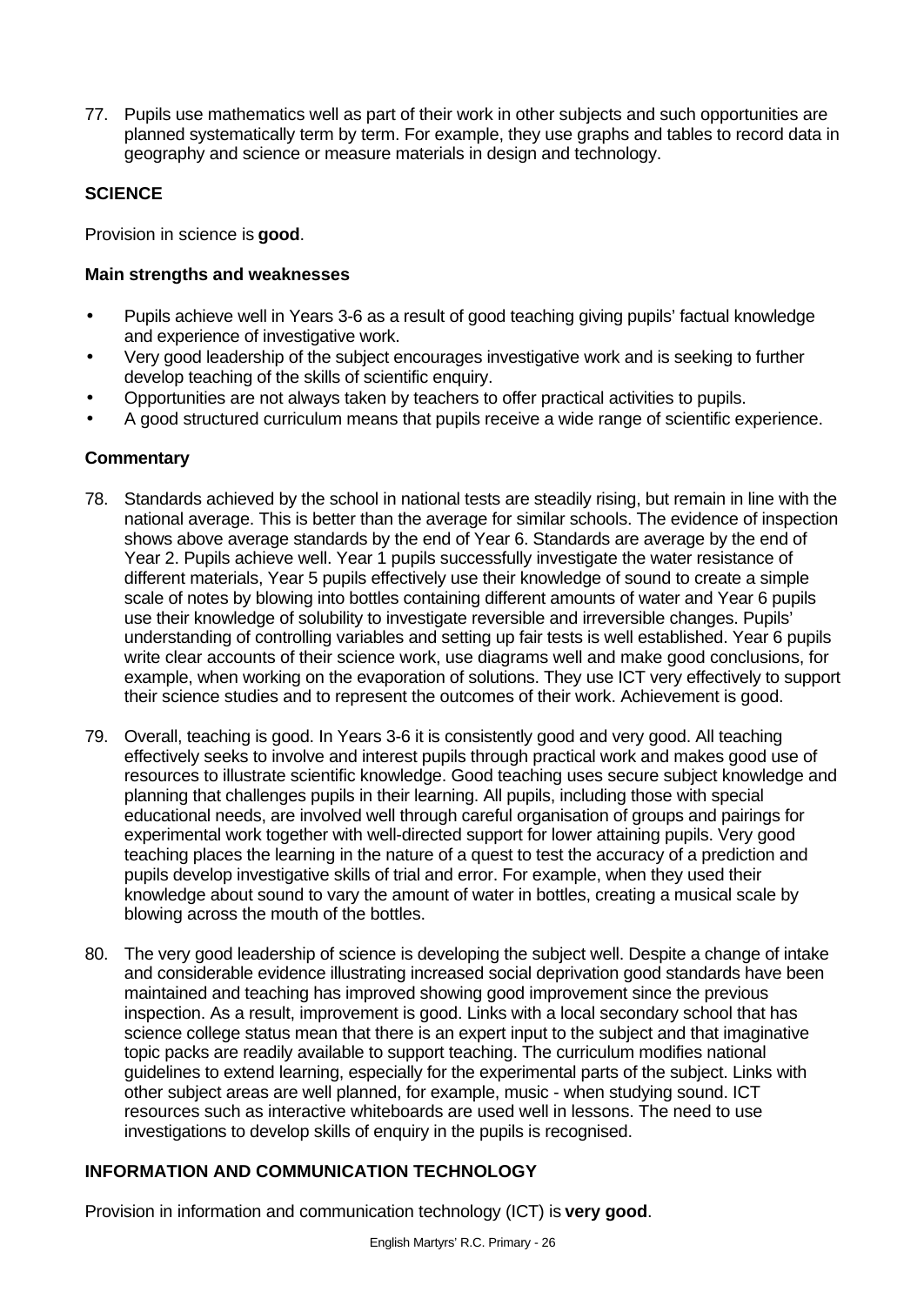77. Pupils use mathematics well as part of their work in other subjects and such opportunities are planned systematically term by term. For example, they use graphs and tables to record data in geography and science or measure materials in design and technology.

### SCIENCE

Provision in science is **good**.

#### Main strengths and weaknesses

- Pupils achieve well in Years 3-6 as a result of good teaching giving pupils' factual knowledge and experience of investigative work.
- Very good leadership of the subject encourages investigative work and is seeking to further develop teaching of the skills of scientific enquiry.
- Opportunities are not always taken by teachers to offer practical activities to pupils.
- A good structured curriculum means that pupils receive a wide range of scientific experience.

#### Commentary

78. Standards achieved by the school in national tests are steadily rising, but remain in line with the national average. This is better than the average for similar schools. The evidence of inspection shows above average standards by the end of Year 6. Standards are average by the end of Year 2. Pupils achieve well. Year 1 pupils successfully investigate the water resistance of different materials, Year 5 pupils effectively use their knowledge of sound to create a simple scale of notes by blowing into bottles containing different amounts of water and Year 6 pupils use their knowledge of solubility to investigate reversible and irreversible changes. Pupils' understanding of controlling variables and setting up fair tests is well established. Year 6 pupils write clear accounts of their science work, use diagrams well and make good conclusions, for example, when working on the evaporation of solutions. They use ICT very effectively to support their science studies and to represent the outcomes of their work. Achievement is good.

79. Overall, teaching is good. In Years 3-6 it is consistently good and very good. All teaching effectively seeks to involve and interest pupils through practical work and makes good use of resources to illustrate scientific knowledge. Good teaching uses secure subject knowledge and planning that challenges pupils in their learning. All pupils, including those with special educational needs, are involved well through careful organisation of groups and pairings for experimental work together with well-directed support for lower attaining pupils. Very good teaching places the learning in the nature of a quest to test the accuracy of a prediction and pupils develop investigative skills of trial and error. For example, when they used their knowledge about sound to vary the amount of water in bottles, creating a musical scale by blowing across the mouth of the bottles.

80. The very good leadership of science is developing the subject well. Despite a change of intake and considerable evidence illustrating increased social deprivation good standards have been maintained and teaching has improved showing good improvement since the previous inspection. As a result, improvement is good. Links with a local secondary school that has science college status mean that there is an expert input to the subject and that imaginative topic packs are readily available to support teaching. The curriculum modifies national guidelines to extend learning, especially for the experimental parts of the subject. Links with other subject areas are well planned, for example, music - when studying sound. ICT resources such as interactive whiteboards are used well in lessons. The need to use investigations to develop skills of enquiry in the pupils is recognised.

### INFORMATION AND COMMUNICATION TECHNOLOGY

Provision in information and communication technology (ICT) is **very good**.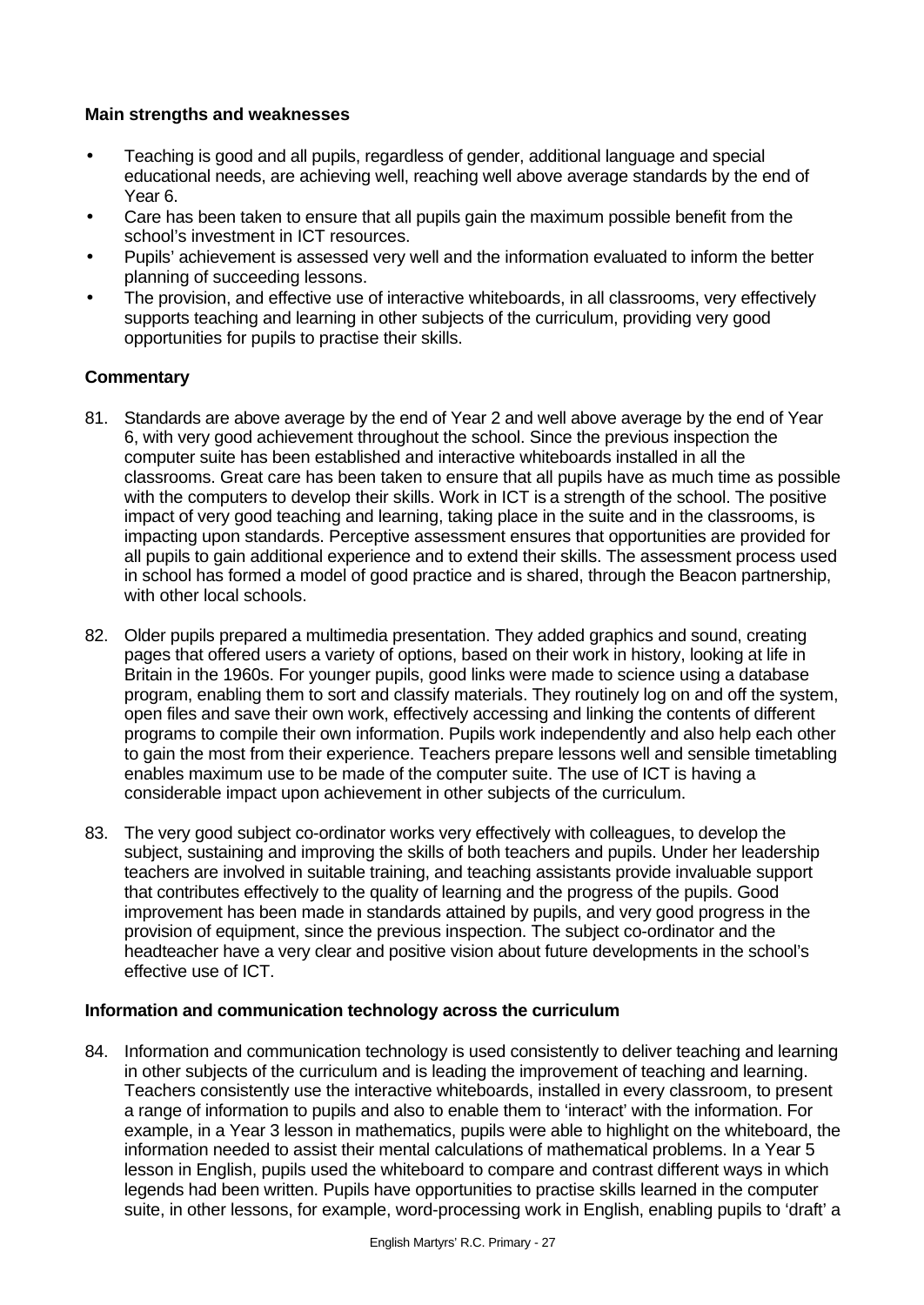**Main strengths and weaknesses**

- Teaching is good and all pupils, regardless of gender, additional language and special educational needs, are achieving well, reaching well above average standards by the end of Year 6.
- Care has been taken to ensure that all pupils gain the maximum possible benefit from the school's investment in ICT resources.
- Pupils' achievement is assessed very well and the information evaluated to inform the better planning of succeeding lessons.
- The provision, and effective use of interactive whiteboards, in all classrooms, very effectively supports teaching and learning in other subjects of the curriculum, providing very good opportunities for pupils to practise their skills.

**Commentary**

81. Standards are above average by the end of Year 2 and well above average by the end of Year 6, with very good achievement throughout the school. Since the previous inspection the computer suite has been established and interactive whiteboards installed in all the classrooms. Great care has been taken to ensure that all pupils have as much time as possible with the computers to develop their skills. Work in ICT is a strength of the school. The positive impact of very good teaching and learning, taking place in the suite and in the classrooms, is impacting upon standards. Perceptive assessment ensures that opportunities are provided for all pupils to gain additional experience and to extend their skills. The assessment process used in school has formed a model of good practice and is shared, through the Beacon partnership, with other local schools.

82. Older pupils prepared a multimedia presentation. They added graphics and sound, creating pages that offered users a variety of options, based on their work in history, looking at life in Britain in the 1960s. For younger pupils, good links were made to science using a database program, enabling them to sort and classify materials. They routinely log on and off the system, open files and save their own work, effectively accessing and linking the contents of different programs to compile their own information. Pupils work independently and also help each other to gain the most from their experience. Teachers prepare lessons well and sensible timetabling enables maximum use to be made of the computer suite. The use of ICT is having a considerable impact upon achievement in other subjects of the curriculum.

83. The very good subject co-ordinator works very effectively with colleagues, to develop the subject, sustaining and improving the skills of both teachers and pupils. Under her leadership teachers are involved in suitable training, and teaching assistants provide invaluable support that contributes effectively to the quality of learning and the progress of the pupils. Good improvement has been made in standards attained by pupils, and very good progress in the provision of equipment, since the previous inspection. The subject co-ordinator and the headteacher have a very clear and positive vision about future developments in the school's effective use of ICT.

**Information and communication technology across the curriculum**

84. Information and communication technology is used consistently to deliver teaching and learning in other subjects of the curriculum and is leading the improvement of teaching and learning. Teachers consistently use the interactive whiteboards, installed in every classroom, to present a range of information to pupils and also to enable them to 'interact' with the information. For example, in a Year 3 lesson in mathematics, pupils were able to highlight on the whiteboard, the information needed to assist their mental calculations of mathematical problems. In a Year 5 lesson in English, pupils used the whiteboard to compare and contrast different ways in which legends had been written. Pupils have opportunities to practise skills learned in the computer suite, in other lessons, for example, word-processing work in English, enabling pupils to 'draft' a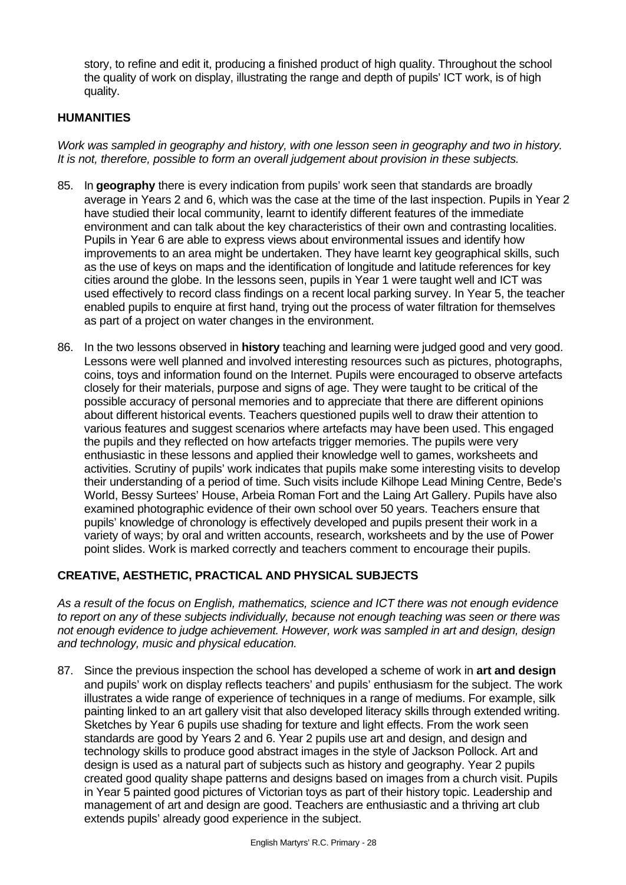story, to refine and edit it, producing a finished product of high quality. Throughout the school the quality of work on display, illustrating the range and depth of pupils' ICT work, is of high quality.

## HUMANITIES

*Work was sampled in geography and history, with one lesson seen in geography and two in history. It is not, therefore, possible to form an overall judgement about provision in these subjects.*

85. In **geography** there is every indication from pupils' work seen that standards are broadly average in Years 2 and 6, which was the case at the time of the last inspection. Pupils in Year 2 have studied their local community, learnt to identify different features of the immediate environment and can talk about the key characteristics of their own and contrasting localities. Pupils in Year 6 are able to express views about environmental issues and identify how improvements to an area might be undertaken. They have learnt key geographical skills, such as the use of keys on maps and the identification of longitude and latitude references for key cities around the globe. In the lessons seen, pupils in Year 1 were taught well and ICT was used effectively to record class findings on a recent local parking survey. In Year 5, the teacher enabled pupils to enquire at first hand, trying out the process of water filtration for themselves as part of a project on water changes in the environment.

86. In the two lessons observed in **history** teaching and learning were judged good and very good. Lessons were well planned and involved interesting resources such as pictures, photographs, coins, toys and information found on the Internet. Pupils were encouraged to observe artefacts closely for their materials, purpose and signs of age. They were taught to be critical of the possible accuracy of personal memories and to appreciate that there are different opinions about different historical events. Teachers questioned pupils well to draw their attention to various features and suggest scenarios where artefacts may have been used. This engaged the pupils and they reflected on how artefacts trigger memories. The pupils were very enthusiastic in these lessons and applied their knowledge well to games, worksheets and activities. Scrutiny of pupils' work indicates that pupils make some interesting visits to develop their understanding of a period of time. Such visits include Kilhope Lead Mining Centre, Bede's World, Bessy Surtees' House, Arbeia Roman Fort and the Laing Art Gallery. Pupils have also examined photographic evidence of their own school over 50 years. Teachers ensure that pupils' knowledge of chronology is effectively developed and pupils present their work in a variety of ways; by oral and written accounts, research, worksheets and by the use of Power point slides. Work is marked correctly and teachers comment to encourage their pupils.

## CREATIVE, AESTHETIC, PRACTICAL AND PHYSICAL SUBJECTS

*As a result of the focus on English, mathematics, science and ICT there was not enough evidence to report on any of these subjects individually, because not enough teaching was seen or there was not enough evidence to judge achievement. However, work was sampled in art and design, design and technology, music and physical education.*

87. Since the previous inspection the school has developed a scheme of work in **art and design** and pupils' work on display reflects teachers' and pupils' enthusiasm for the subject. The work illustrates a wide range of experience of techniques in a range of mediums. For example, silk painting linked to an art gallery visit that also developed literacy skills through extended writing. Sketches by Year 6 pupils use shading for texture and light effects. From the work seen standards are good by Years 2 and 6. Year 2 pupils use art and design, and design and technology skills to produce good abstract images in the style of Jackson Pollock. Art and design is used as a natural part of subjects such as history and geography. Year 2 pupils created good quality shape patterns and designs based on images from a church visit. Pupils in Year 5 painted good pictures of Victorian toys as part of their history topic. Leadership and management of art and design are good. Teachers are enthusiastic and a thriving art club extends pupils' already good experience in the subject.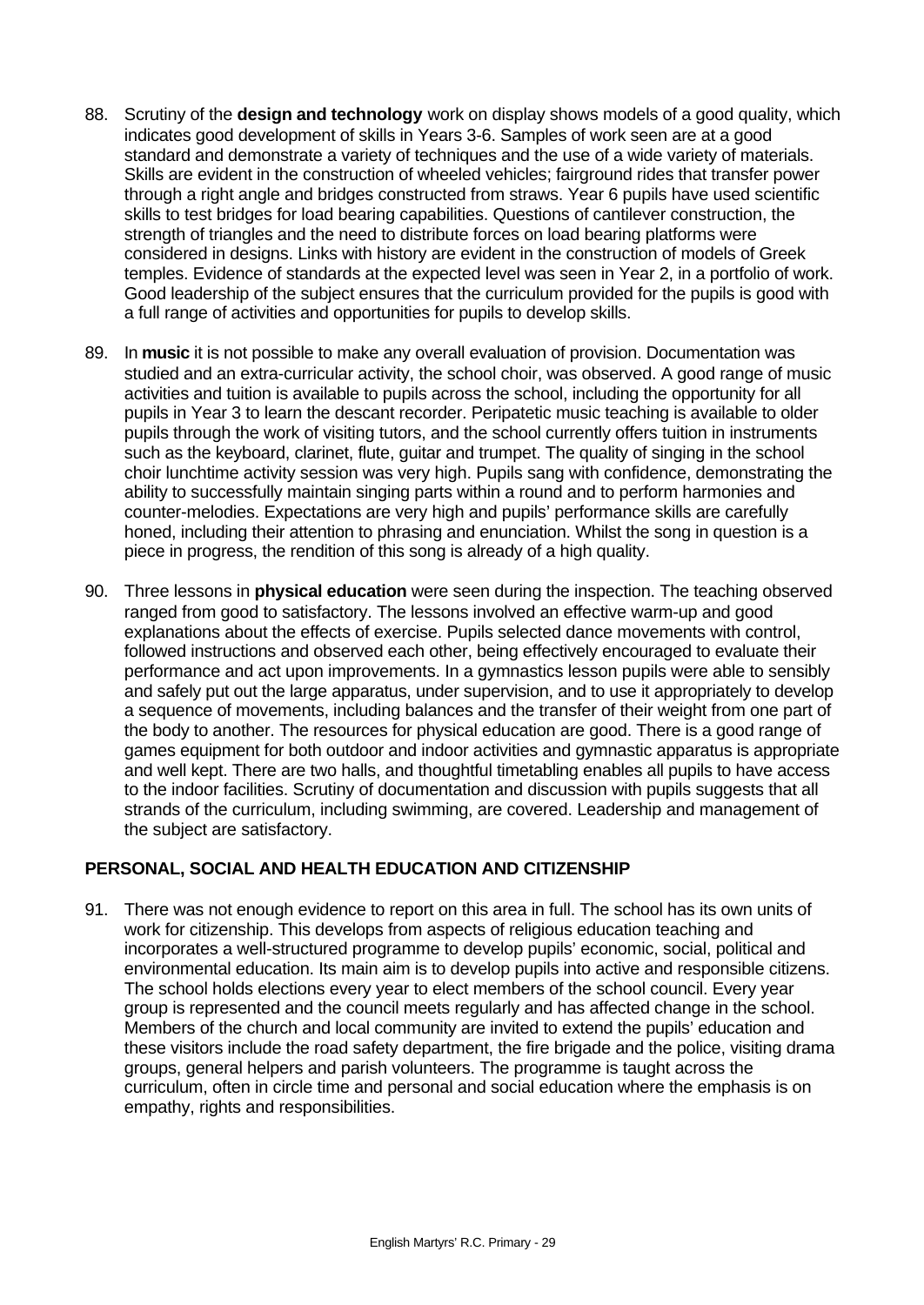88. Scrutiny of the **design and technology** work on display shows models of a good quality, which indicates good development of skills in Years 3-6. Samples of work seen are at a good standard and demonstrate a variety of techniques and the use of a wide variety of materials. Skills are evident in the construction of wheeled vehicles; fairground rides that transfer power through a right angle and bridges constructed from straws. Year 6 pupils have used scientific skills to test bridges for load bearing capabilities. Questions of cantilever construction, the strength of triangles and the need to distribute forces on load bearing platforms were considered in designs. Links with history are evident in the construction of models of Greek temples. Evidence of standards at the expected level was seen in Year 2, in a portfolio of work. Good leadership of the subject ensures that the curriculum provided for the pupils is good with a full range of activities and opportunities for pupils to develop skills.

89. In **music** it is not possible to make any overall evaluation of provision. Documentation was studied and an extra-curricular activity, the school choir, was observed. A good range of music activities and tuition is available to pupils across the school, including the opportunity for all pupils in Year 3 to learn the descant recorder. Peripatetic music teaching is available to older pupils through the work of visiting tutors, and the school currently offers tuition in instruments such as the keyboard, clarinet, flute, guitar and trumpet. The quality of singing in the school choir lunchtime activity session was very high. Pupils sang with confidence, demonstrating the ability to successfully maintain singing parts within a round and to perform harmonies and counter-melodies. Expectations are very high and pupils' performance skills are carefully honed, including their attention to phrasing and enunciation. Whilst the song in question is a piece in progress, the rendition of this song is already of a high quality.

90. Three lessons in **physical education** were seen during the inspection. The teaching observed ranged from good to satisfactory. The lessons involved an effective warm-up and good explanations about the effects of exercise. Pupils selected dance movements with control, followed instructions and observed each other, being effectively encouraged to evaluate their performance and act upon improvements. In a gymnastics lesson pupils were able to sensibly and safely put out the large apparatus, under supervision, and to use it appropriately to develop a sequence of movements, including balances and the transfer of their weight from one part of the body to another. The resources for physical education are good. There is a good range of games equipment for both outdoor and indoor activities and gymnastic apparatus is appropriate and well kept. There are two halls, and thoughtful timetabling enables all pupils to have access to the indoor facilities. Scrutiny of documentation and discussion with pupils suggests that all strands of the curriculum, including swimming, are covered. Leadership and management of the subject are satisfactory.

## PERSONAL, SOCIAL AND HEALTH EDUCATION AND CITIZENSHIP

91. There was not enough evidence to report on this area in full. The school has its own units of work for citizenship. This develops from aspects of religious education teaching and incorporates a well-structured programme to develop pupils' economic, social, political and environmental education. Its main aim is to develop pupils into active and responsible citizens. The school holds elections every year to elect members of the school council. Every year group is represented and the council meets regularly and has affected change in the school. Members of the church and local community are invited to extend the pupils' education and these visitors include the road safety department, the fire brigade and the police, visiting drama groups, general helpers and parish volunteers. The programme is taught across the curriculum, often in circle time and personal and social education where the emphasis is on empathy, rights and responsibilities.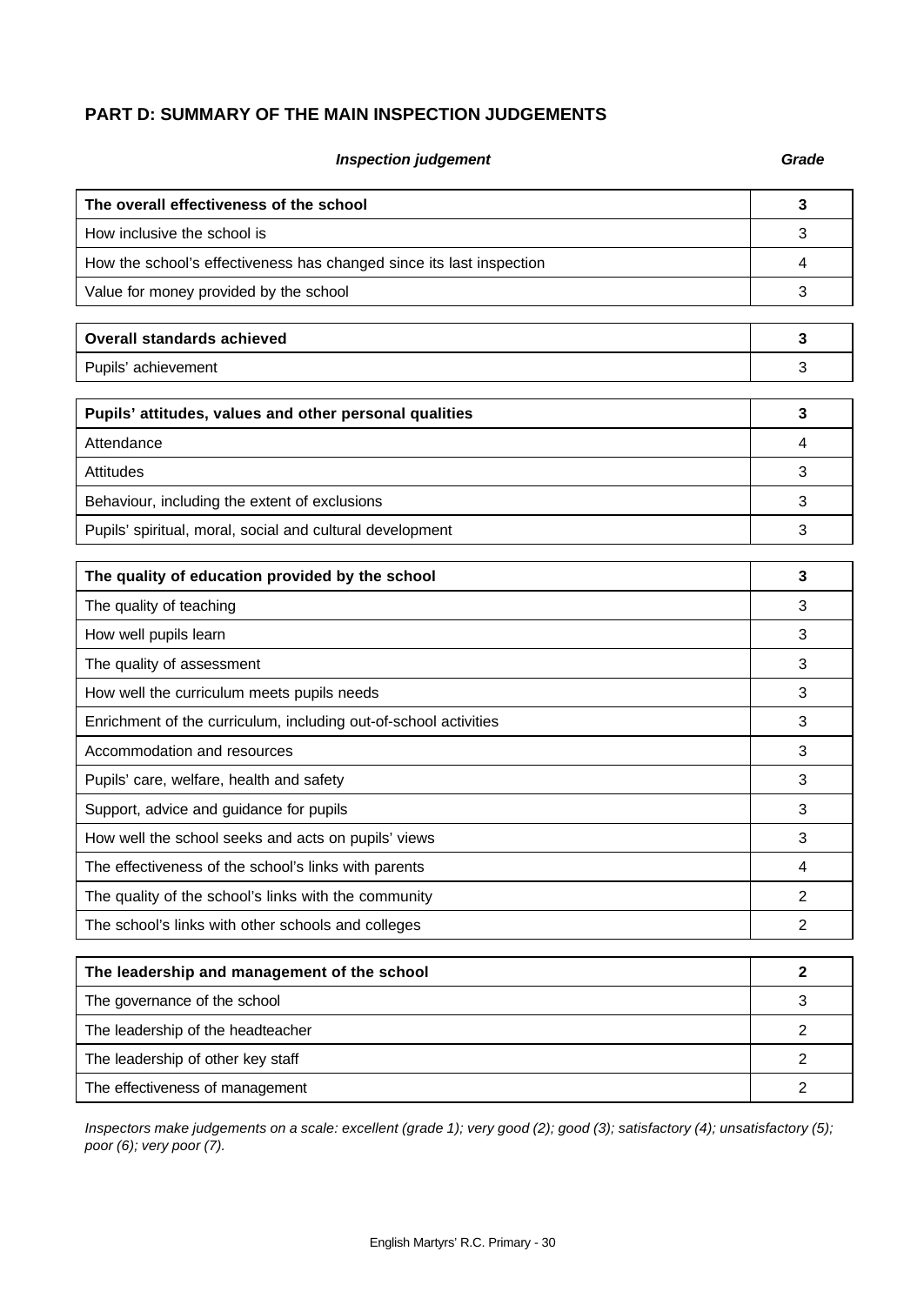## PART D: SUMMARY OF THE MAIN INSPECTION JUDGEMENTS

| *Inspection judgement* | *Grade* |
|---|---|
| **The overall effectiveness of the school** | **3** |
| How inclusive the school is | 3 |
| How the school's effectiveness has changed since its last inspection | 4 |
| Value for money provided by the school | 3 |

| | |
|---|---|
| **Overall standards achieved** | **3** |
| Pupils' achievement | 3 |

| | |
|---|---|
| **Pupils' attitudes, values and other personal qualities** | **3** |
| Attendance | 4 |
| Attitudes | 3 |
| Behaviour, including the extent of exclusions | 3 |
| Pupils' spiritual, moral, social and cultural development | 3 |

| | |
|---|---|
| **The quality of education provided by the school** | **3** |
| The quality of teaching | 3 |
| How well pupils learn | 3 |
| The quality of assessment | 3 |
| How well the curriculum meets pupils needs | 3 |
| Enrichment of the curriculum, including out-of-school activities | 3 |
| Accommodation and resources | 3 |
| Pupils' care, welfare, health and safety | 3 |
| Support, advice and guidance for pupils | 3 |
| How well the school seeks and acts on pupils' views | 3 |
| The effectiveness of the school's links with parents | 4 |
| The quality of the school's links with the community | 2 |
| The school's links with other schools and colleges | 2 |

| | |
|---|---|
| **The leadership and management of the school** | **2** |
| The governance of the school | 3 |
| The leadership of the headteacher | 2 |
| The leadership of other key staff | 2 |
| The effectiveness of management | 2 |

*Inspectors make judgements on a scale: excellent (grade 1); very good (2); good (3); satisfactory (4); unsatisfactory (5); poor (6); very poor (7).*